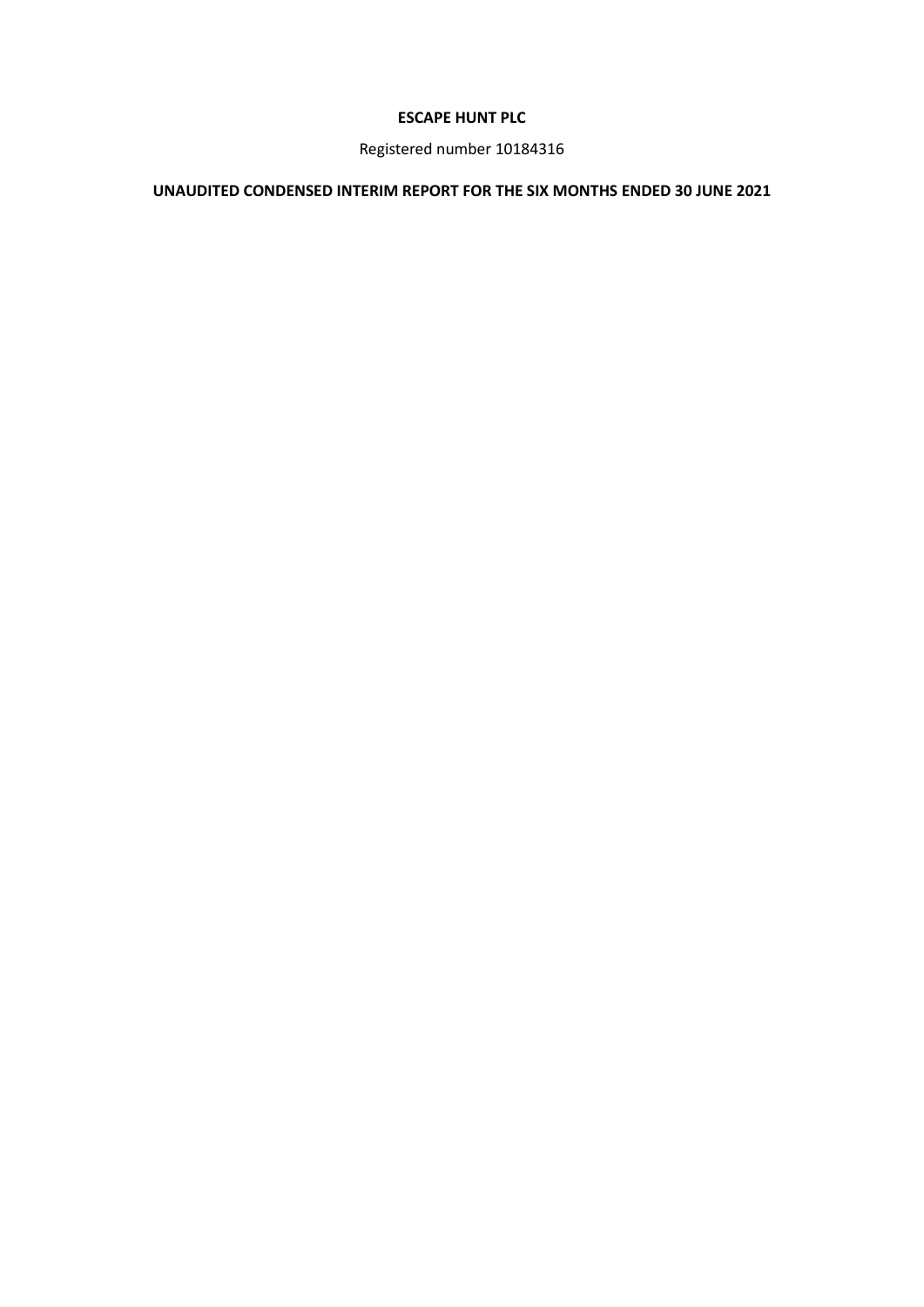# ESCAPE HUNT PLC

Registered number 10184316

## UNAUDITED CONDENSED INTERIM REPORT FOR THE SIX MONTHS ENDED 30 JUNE 2021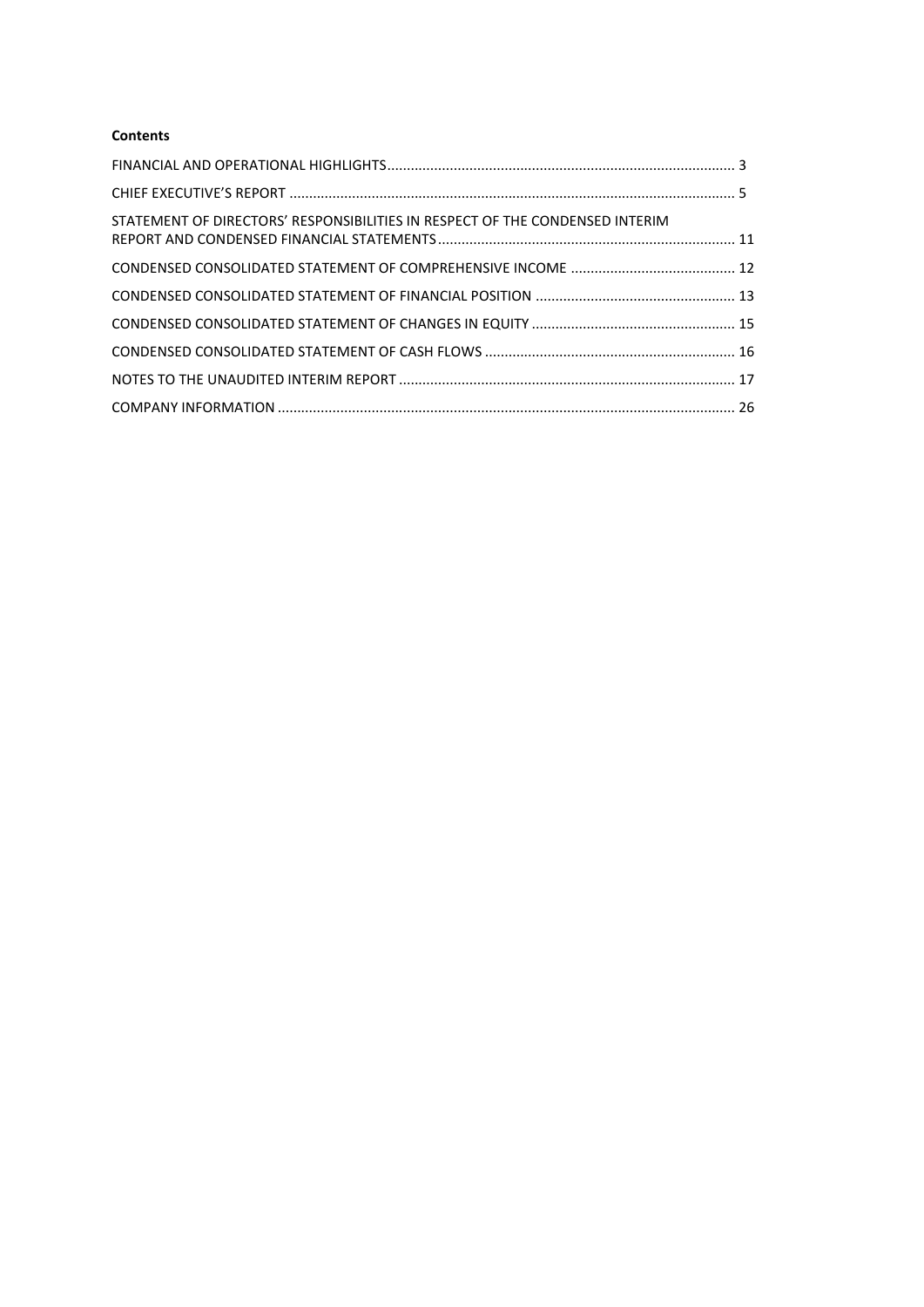**Contents**

| | |
|---|---|
| FINANCIAL AND OPERATIONAL HIGHLIGHTS | 3 |
| CHIEF EXECUTIVE'S REPORT | 5 |
| STATEMENT OF DIRECTORS' RESPONSIBILITIES IN RESPECT OF THE CONDENSED INTERIM REPORT AND CONDENSED FINANCIAL STATEMENTS | 11 |
| CONDENSED CONSOLIDATED STATEMENT OF COMPREHENSIVE INCOME | 12 |
| CONDENSED CONSOLIDATED STATEMENT OF FINANCIAL POSITION | 13 |
| CONDENSED CONSOLIDATED STATEMENT OF CHANGES IN EQUITY | 15 |
| CONDENSED CONSOLIDATED STATEMENT OF CASH FLOWS | 16 |
| NOTES TO THE UNAUDITED INTERIM REPORT | 17 |
| COMPANY INFORMATION | 26 |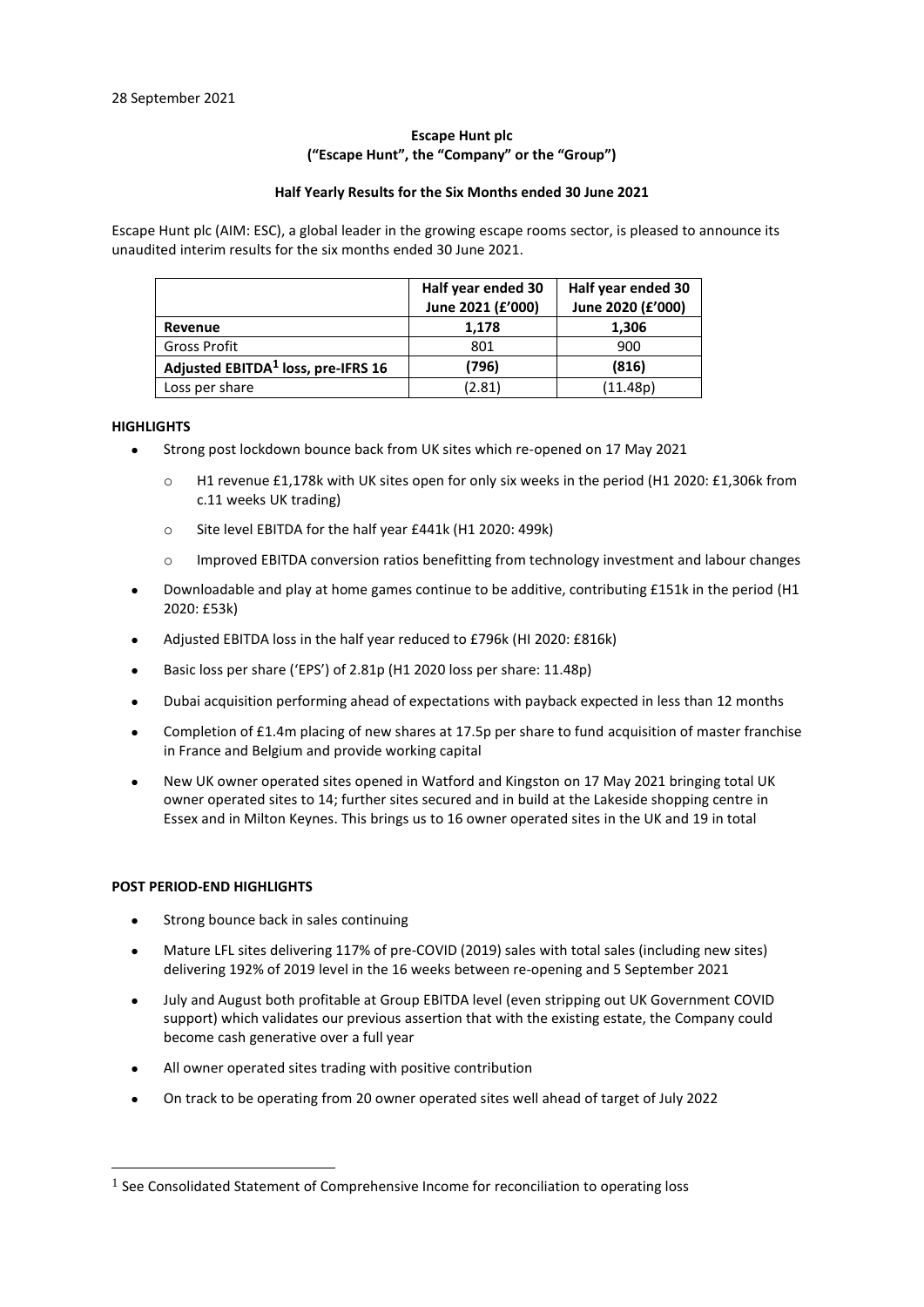28 September 2021

**Escape Hunt plc**
**("Escape Hunt", the "Company" or the "Group")**

**Half Yearly Results for the Six Months ended 30 June 2021**

Escape Hunt plc (AIM: ESC), a global leader in the growing escape rooms sector, is pleased to announce its unaudited interim results for the six months ended 30 June 2021.

| | Half year ended 30 June 2021 (£'000) | Half year ended 30 June 2020 (£'000) |
|---|---|---|
| **Revenue** | **1,178** | **1,306** |
| Gross Profit | 801 | 900 |
| **Adjusted EBITDA[1] loss, pre-IFRS 16** | **(796)** | **(816)** |
| Loss per share | (2.81) | (11.48p) |

**HIGHLIGHTS**

- Strong post lockdown bounce back from UK sites which re-opened on 17 May 2021
  - H1 revenue £1,178k with UK sites open for only six weeks in the period (H1 2020: £1,306k from c.11 weeks UK trading)
  - Site level EBITDA for the half year £441k (H1 2020: 499k)
  - Improved EBITDA conversion ratios benefitting from technology investment and labour changes
- Downloadable and play at home games continue to be additive, contributing £151k in the period (H1 2020: £53k)
- Adjusted EBITDA loss in the half year reduced to £796k (HI 2020: £816k)
- Basic loss per share ('EPS') of 2.81p (H1 2020 loss per share: 11.48p)
- Dubai acquisition performing ahead of expectations with payback expected in less than 12 months
- Completion of £1.4m placing of new shares at 17.5p per share to fund acquisition of master franchise in France and Belgium and provide working capital
- New UK owner operated sites opened in Watford and Kingston on 17 May 2021 bringing total UK owner operated sites to 14; further sites secured and in build at the Lakeside shopping centre in Essex and in Milton Keynes. This brings us to 16 owner operated sites in the UK and 19 in total

**POST PERIOD-END HIGHLIGHTS**

- Strong bounce back in sales continuing
- Mature LFL sites delivering 117% of pre-COVID (2019) sales with total sales (including new sites) delivering 192% of 2019 level in the 16 weeks between re-opening and 5 September 2021
- July and August both profitable at Group EBITDA level (even stripping out UK Government COVID support) which validates our previous assertion that with the existing estate, the Company could become cash generative over a full year
- All owner operated sites trading with positive contribution
- On track to be operating from 20 owner operated sites well ahead of target of July 2022

[1] See Consolidated Statement of Comprehensive Income for reconciliation to operating loss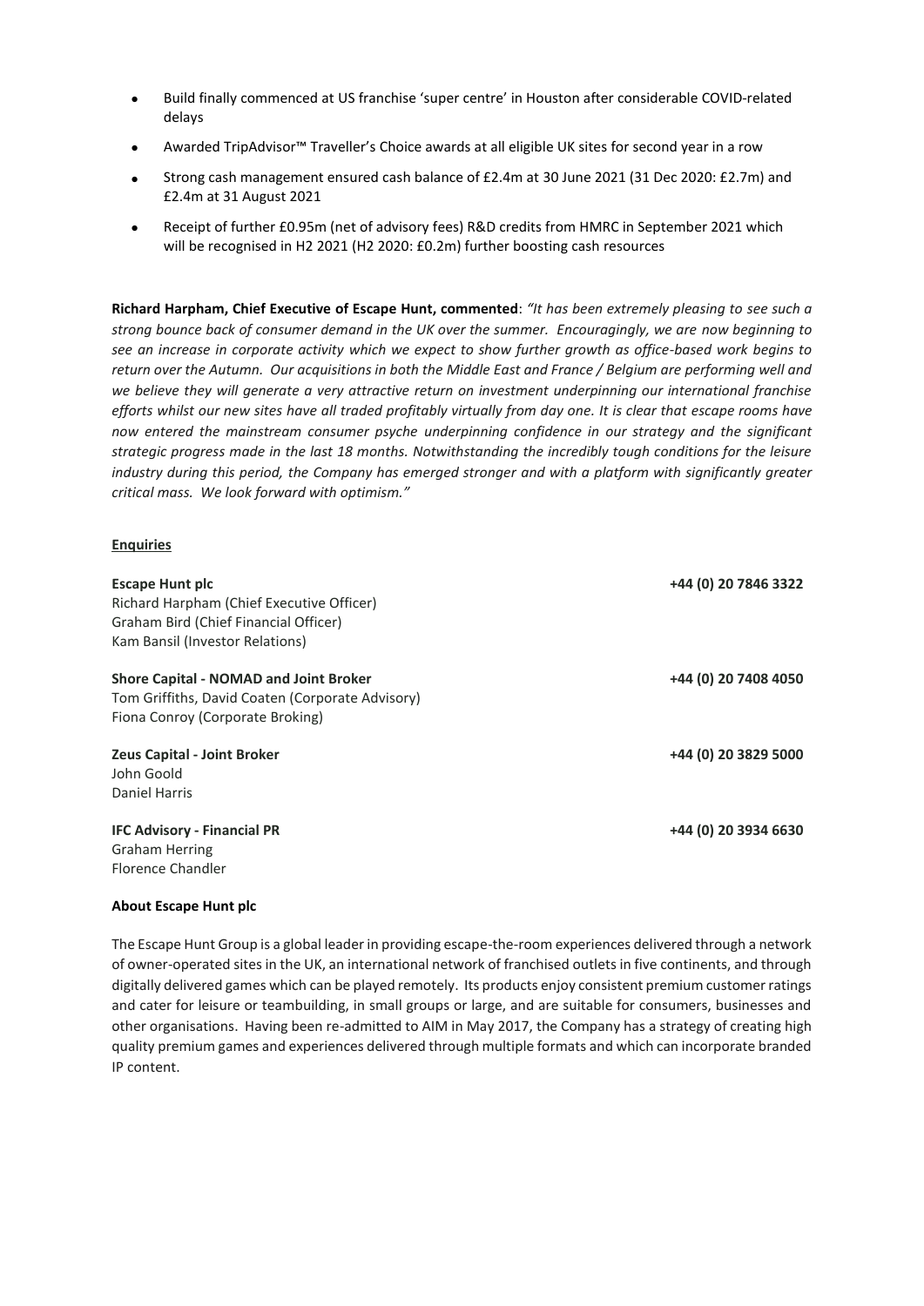- Build finally commenced at US franchise 'super centre' in Houston after considerable COVID-related delays
- Awarded TripAdvisor™ Traveller's Choice awards at all eligible UK sites for second year in a row
- Strong cash management ensured cash balance of £2.4m at 30 June 2021 (31 Dec 2020: £2.7m) and £2.4m at 31 August 2021
- Receipt of further £0.95m (net of advisory fees) R&D credits from HMRC in September 2021 which will be recognised in H2 2021 (H2 2020: £0.2m) further boosting cash resources

**Richard Harpham, Chief Executive of Escape Hunt, commented**: *"It has been extremely pleasing to see such a strong bounce back of consumer demand in the UK over the summer. Encouragingly, we are now beginning to see an increase in corporate activity which we expect to show further growth as office-based work begins to return over the Autumn. Our acquisitions in both the Middle East and France / Belgium are performing well and we believe they will generate a very attractive return on investment underpinning our international franchise efforts whilst our new sites have all traded profitably virtually from day one. It is clear that escape rooms have now entered the mainstream consumer psyche underpinning confidence in our strategy and the significant strategic progress made in the last 18 months. Notwithstanding the incredibly tough conditions for the leisure industry during this period, the Company has emerged stronger and with a platform with significantly greater critical mass. We look forward with optimism."*

**Enquiries**

**Escape Hunt plc** — +44 (0) 20 7846 3322
Richard Harpham (Chief Executive Officer)
Graham Bird (Chief Financial Officer)
Kam Bansil (Investor Relations)

**Shore Capital - NOMAD and Joint Broker** — +44 (0) 20 7408 4050
Tom Griffiths, David Coaten (Corporate Advisory)
Fiona Conroy (Corporate Broking)

**Zeus Capital - Joint Broker** — +44 (0) 20 3829 5000
John Goold
Daniel Harris

**IFC Advisory - Financial PR** — +44 (0) 20 3934 6630
Graham Herring
Florence Chandler

**About Escape Hunt plc**

The Escape Hunt Group is a global leader in providing escape-the-room experiences delivered through a network of owner-operated sites in the UK, an international network of franchised outlets in five continents, and through digitally delivered games which can be played remotely. Its products enjoy consistent premium customer ratings and cater for leisure or teambuilding, in small groups or large, and are suitable for consumers, businesses and other organisations. Having been re-admitted to AIM in May 2017, the Company has a strategy of creating high quality premium games and experiences delivered through multiple formats and which can incorporate branded IP content.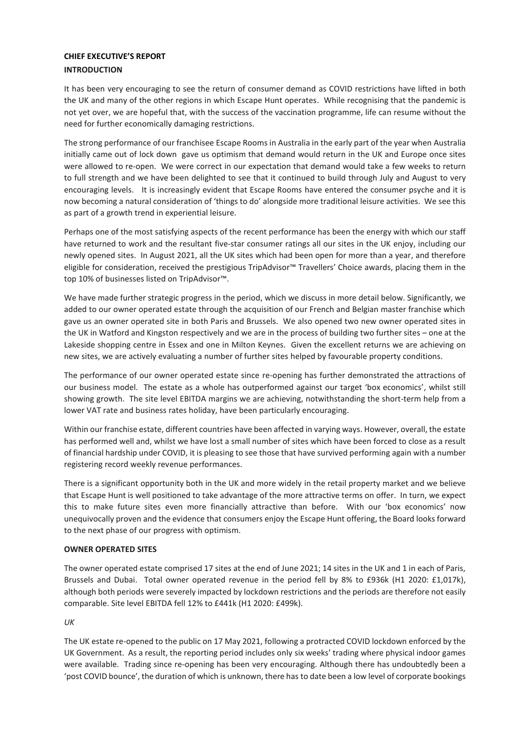**CHIEF EXECUTIVE'S REPORT**

**INTRODUCTION**

It has been very encouraging to see the return of consumer demand as COVID restrictions have lifted in both the UK and many of the other regions in which Escape Hunt operates. While recognising that the pandemic is not yet over, we are hopeful that, with the success of the vaccination programme, life can resume without the need for further economically damaging restrictions.

The strong performance of our franchisee Escape Rooms in Australia in the early part of the year when Australia initially came out of lock down gave us optimism that demand would return in the UK and Europe once sites were allowed to re-open. We were correct in our expectation that demand would take a few weeks to return to full strength and we have been delighted to see that it continued to build through July and August to very encouraging levels. It is increasingly evident that Escape Rooms have entered the consumer psyche and it is now becoming a natural consideration of 'things to do' alongside more traditional leisure activities. We see this as part of a growth trend in experiential leisure.

Perhaps one of the most satisfying aspects of the recent performance has been the energy with which our staff have returned to work and the resultant five-star consumer ratings all our sites in the UK enjoy, including our newly opened sites. In August 2021, all the UK sites which had been open for more than a year, and therefore eligible for consideration, received the prestigious TripAdvisor™ Travellers' Choice awards, placing them in the top 10% of businesses listed on TripAdvisor™.

We have made further strategic progress in the period, which we discuss in more detail below. Significantly, we added to our owner operated estate through the acquisition of our French and Belgian master franchise which gave us an owner operated site in both Paris and Brussels. We also opened two new owner operated sites in the UK in Watford and Kingston respectively and we are in the process of building two further sites – one at the Lakeside shopping centre in Essex and one in Milton Keynes. Given the excellent returns we are achieving on new sites, we are actively evaluating a number of further sites helped by favourable property conditions.

The performance of our owner operated estate since re-opening has further demonstrated the attractions of our business model. The estate as a whole has outperformed against our target 'box economics', whilst still showing growth. The site level EBITDA margins we are achieving, notwithstanding the short-term help from a lower VAT rate and business rates holiday, have been particularly encouraging.

Within our franchise estate, different countries have been affected in varying ways. However, overall, the estate has performed well and, whilst we have lost a small number of sites which have been forced to close as a result of financial hardship under COVID, it is pleasing to see those that have survived performing again with a number registering record weekly revenue performances.

There is a significant opportunity both in the UK and more widely in the retail property market and we believe that Escape Hunt is well positioned to take advantage of the more attractive terms on offer. In turn, we expect this to make future sites even more financially attractive than before. With our 'box economics' now unequivocally proven and the evidence that consumers enjoy the Escape Hunt offering, the Board looks forward to the next phase of our progress with optimism.

**OWNER OPERATED SITES**

The owner operated estate comprised 17 sites at the end of June 2021; 14 sites in the UK and 1 in each of Paris, Brussels and Dubai. Total owner operated revenue in the period fell by 8% to £936k (H1 2020: £1,017k), although both periods were severely impacted by lockdown restrictions and the periods are therefore not easily comparable. Site level EBITDA fell 12% to £441k (H1 2020: £499k).

*UK*

The UK estate re-opened to the public on 17 May 2021, following a protracted COVID lockdown enforced by the UK Government. As a result, the reporting period includes only six weeks' trading where physical indoor games were available. Trading since re-opening has been very encouraging. Although there has undoubtedly been a 'post COVID bounce', the duration of which is unknown, there has to date been a low level of corporate bookings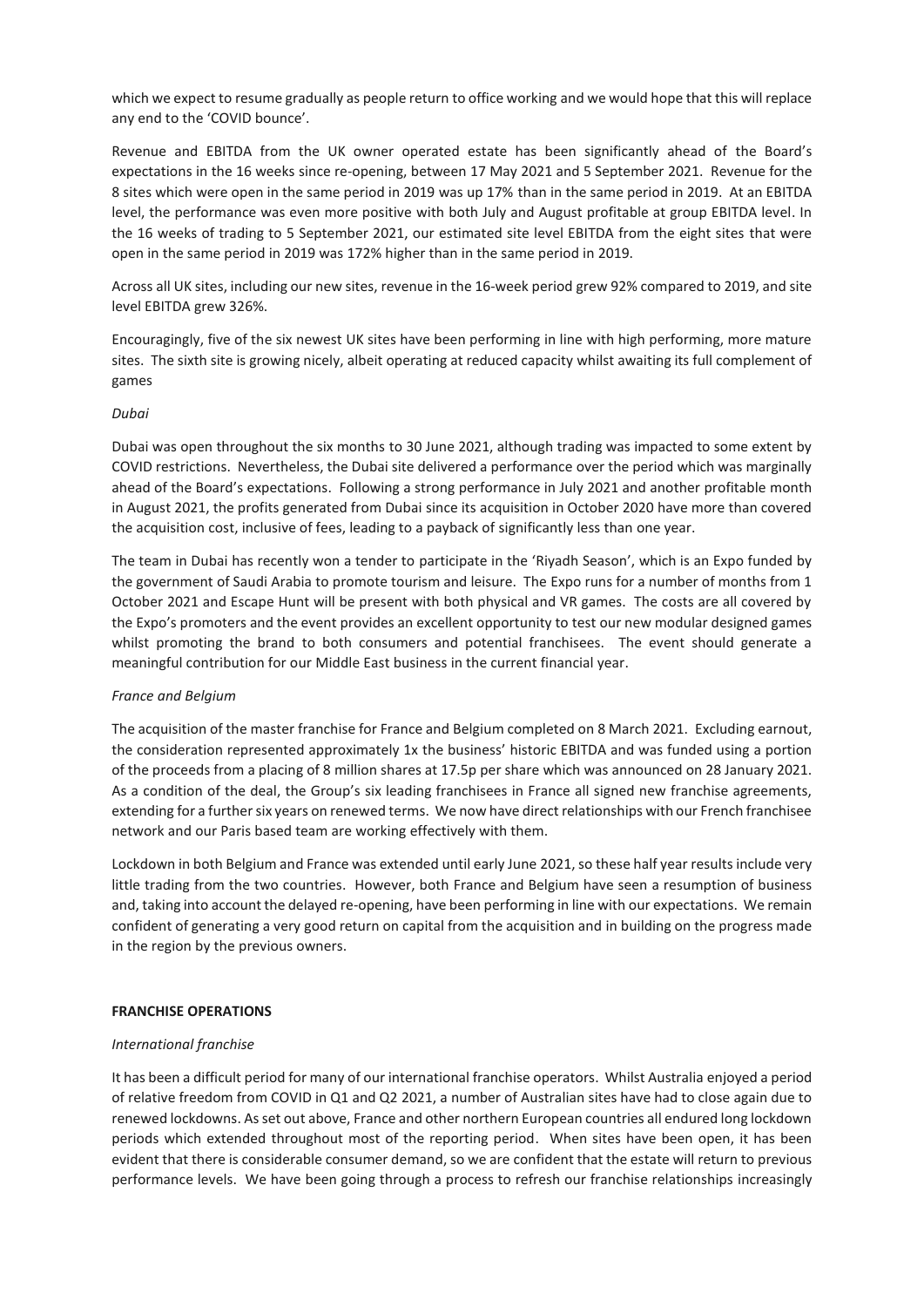which we expect to resume gradually as people return to office working and we would hope that this will replace any end to the 'COVID bounce'.

Revenue and EBITDA from the UK owner operated estate has been significantly ahead of the Board's expectations in the 16 weeks since re-opening, between 17 May 2021 and 5 September 2021. Revenue for the 8 sites which were open in the same period in 2019 was up 17% than in the same period in 2019. At an EBITDA level, the performance was even more positive with both July and August profitable at group EBITDA level. In the 16 weeks of trading to 5 September 2021, our estimated site level EBITDA from the eight sites that were open in the same period in 2019 was 172% higher than in the same period in 2019.

Across all UK sites, including our new sites, revenue in the 16-week period grew 92% compared to 2019, and site level EBITDA grew 326%.

Encouragingly, five of the six newest UK sites have been performing in line with high performing, more mature sites. The sixth site is growing nicely, albeit operating at reduced capacity whilst awaiting its full complement of games

*Dubai*

Dubai was open throughout the six months to 30 June 2021, although trading was impacted to some extent by COVID restrictions. Nevertheless, the Dubai site delivered a performance over the period which was marginally ahead of the Board's expectations. Following a strong performance in July 2021 and another profitable month in August 2021, the profits generated from Dubai since its acquisition in October 2020 have more than covered the acquisition cost, inclusive of fees, leading to a payback of significantly less than one year.

The team in Dubai has recently won a tender to participate in the 'Riyadh Season', which is an Expo funded by the government of Saudi Arabia to promote tourism and leisure. The Expo runs for a number of months from 1 October 2021 and Escape Hunt will be present with both physical and VR games. The costs are all covered by the Expo's promoters and the event provides an excellent opportunity to test our new modular designed games whilst promoting the brand to both consumers and potential franchisees. The event should generate a meaningful contribution for our Middle East business in the current financial year.

*France and Belgium*

The acquisition of the master franchise for France and Belgium completed on 8 March 2021. Excluding earnout, the consideration represented approximately 1x the business' historic EBITDA and was funded using a portion of the proceeds from a placing of 8 million shares at 17.5p per share which was announced on 28 January 2021. As a condition of the deal, the Group's six leading franchisees in France all signed new franchise agreements, extending for a further six years on renewed terms. We now have direct relationships with our French franchisee network and our Paris based team are working effectively with them.

Lockdown in both Belgium and France was extended until early June 2021, so these half year results include very little trading from the two countries. However, both France and Belgium have seen a resumption of business and, taking into account the delayed re-opening, have been performing in line with our expectations. We remain confident of generating a very good return on capital from the acquisition and in building on the progress made in the region by the previous owners.

**FRANCHISE OPERATIONS**

*International franchise*

It has been a difficult period for many of our international franchise operators. Whilst Australia enjoyed a period of relative freedom from COVID in Q1 and Q2 2021, a number of Australian sites have had to close again due to renewed lockdowns. As set out above, France and other northern European countries all endured long lockdown periods which extended throughout most of the reporting period. When sites have been open, it has been evident that there is considerable consumer demand, so we are confident that the estate will return to previous performance levels. We have been going through a process to refresh our franchise relationships increasingly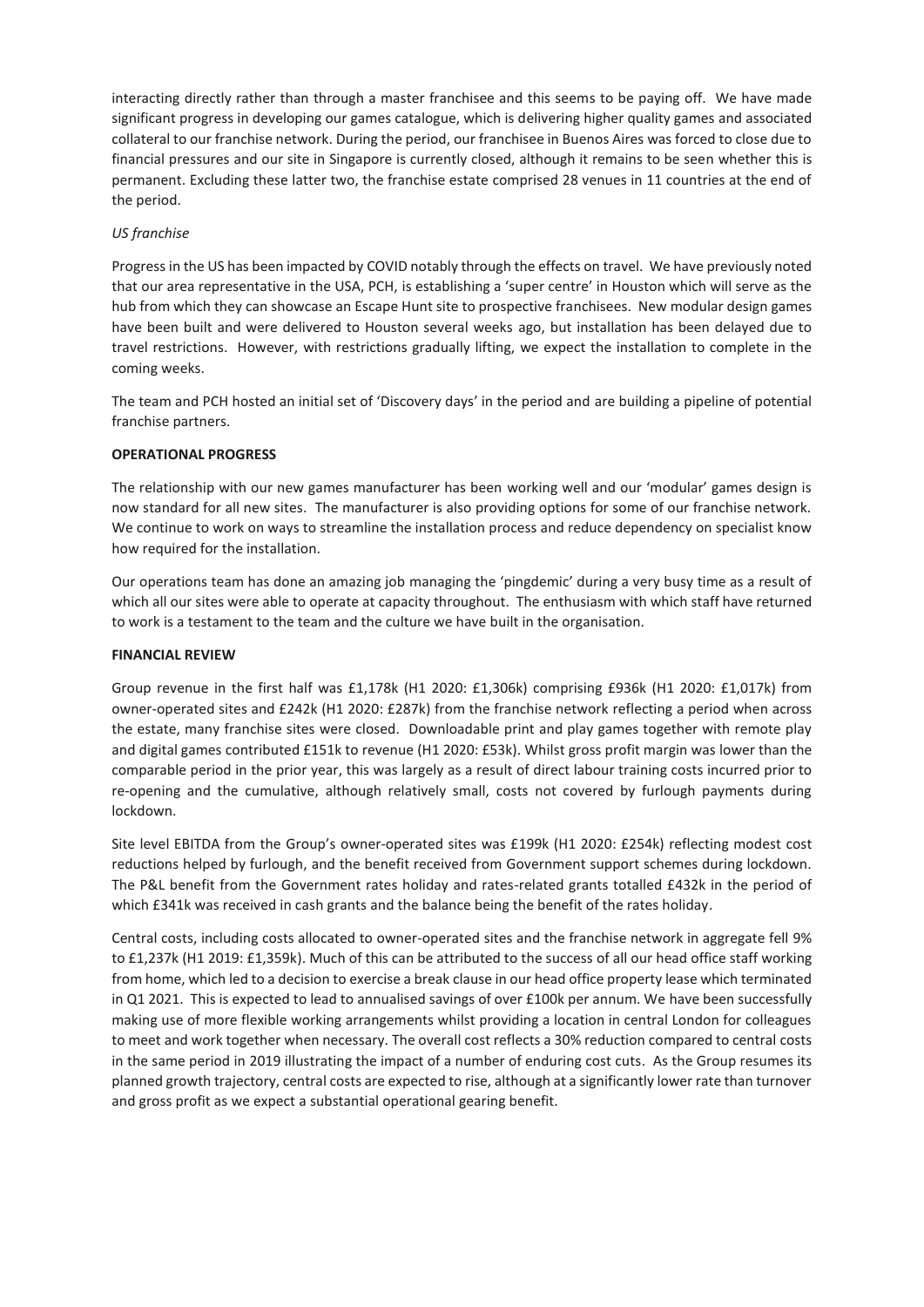interacting directly rather than through a master franchisee and this seems to be paying off. We have made significant progress in developing our games catalogue, which is delivering higher quality games and associated collateral to our franchise network. During the period, our franchisee in Buenos Aires was forced to close due to financial pressures and our site in Singapore is currently closed, although it remains to be seen whether this is permanent. Excluding these latter two, the franchise estate comprised 28 venues in 11 countries at the end of the period.

*US franchise*

Progress in the US has been impacted by COVID notably through the effects on travel. We have previously noted that our area representative in the USA, PCH, is establishing a 'super centre' in Houston which will serve as the hub from which they can showcase an Escape Hunt site to prospective franchisees. New modular design games have been built and were delivered to Houston several weeks ago, but installation has been delayed due to travel restrictions. However, with restrictions gradually lifting, we expect the installation to complete in the coming weeks.

The team and PCH hosted an initial set of 'Discovery days' in the period and are building a pipeline of potential franchise partners.

**OPERATIONAL PROGRESS**

The relationship with our new games manufacturer has been working well and our 'modular' games design is now standard for all new sites. The manufacturer is also providing options for some of our franchise network. We continue to work on ways to streamline the installation process and reduce dependency on specialist know how required for the installation.

Our operations team has done an amazing job managing the 'pingdemic' during a very busy time as a result of which all our sites were able to operate at capacity throughout. The enthusiasm with which staff have returned to work is a testament to the team and the culture we have built in the organisation.

**FINANCIAL REVIEW**

Group revenue in the first half was £1,178k (H1 2020: £1,306k) comprising £936k (H1 2020: £1,017k) from owner-operated sites and £242k (H1 2020: £287k) from the franchise network reflecting a period when across the estate, many franchise sites were closed. Downloadable print and play games together with remote play and digital games contributed £151k to revenue (H1 2020: £53k). Whilst gross profit margin was lower than the comparable period in the prior year, this was largely as a result of direct labour training costs incurred prior to re-opening and the cumulative, although relatively small, costs not covered by furlough payments during lockdown.

Site level EBITDA from the Group's owner-operated sites was £199k (H1 2020: £254k) reflecting modest cost reductions helped by furlough, and the benefit received from Government support schemes during lockdown. The P&L benefit from the Government rates holiday and rates-related grants totalled £432k in the period of which £341k was received in cash grants and the balance being the benefit of the rates holiday.

Central costs, including costs allocated to owner-operated sites and the franchise network in aggregate fell 9% to £1,237k (H1 2019: £1,359k). Much of this can be attributed to the success of all our head office staff working from home, which led to a decision to exercise a break clause in our head office property lease which terminated in Q1 2021. This is expected to lead to annualised savings of over £100k per annum. We have been successfully making use of more flexible working arrangements whilst providing a location in central London for colleagues to meet and work together when necessary. The overall cost reflects a 30% reduction compared to central costs in the same period in 2019 illustrating the impact of a number of enduring cost cuts. As the Group resumes its planned growth trajectory, central costs are expected to rise, although at a significantly lower rate than turnover and gross profit as we expect a substantial operational gearing benefit.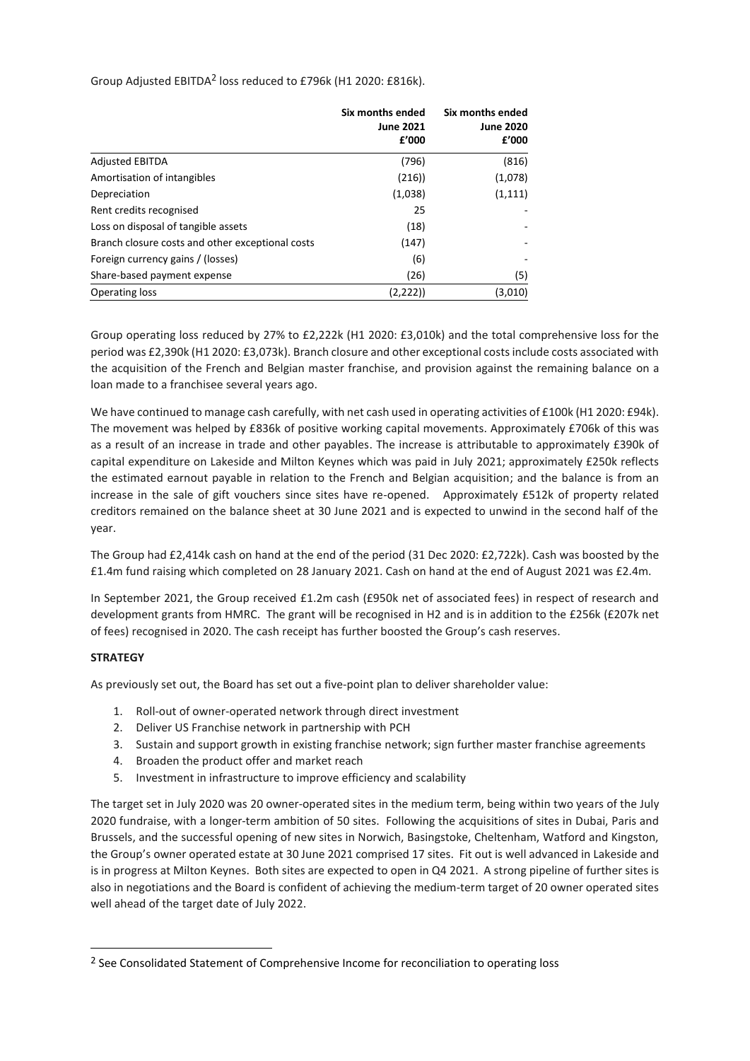Group Adjusted EBITDA[2] loss reduced to £796k (H1 2020: £816k).

| | Six months ended June 2021 £'000 | Six months ended June 2020 £'000 |
|---|---|---|
| Adjusted EBITDA | (796) | (816) |
| Amortisation of intangibles | (216)) | (1,078) |
| Depreciation | (1,038) | (1,111) |
| Rent credits recognised | 25 | - |
| Loss on disposal of tangible assets | (18) | - |
| Branch closure costs and other exceptional costs | (147) | - |
| Foreign currency gains / (losses) | (6) | - |
| Share-based payment expense | (26) | (5) |
| Operating loss | (2,222)) | (3,010) |

Group operating loss reduced by 27% to £2,222k (H1 2020: £3,010k) and the total comprehensive loss for the period was £2,390k (H1 2020: £3,073k). Branch closure and other exceptional costs include costs associated with the acquisition of the French and Belgian master franchise, and provision against the remaining balance on a loan made to a franchisee several years ago.

We have continued to manage cash carefully, with net cash used in operating activities of £100k (H1 2020: £94k). The movement was helped by £836k of positive working capital movements. Approximately £706k of this was as a result of an increase in trade and other payables. The increase is attributable to approximately £390k of capital expenditure on Lakeside and Milton Keynes which was paid in July 2021; approximately £250k reflects the estimated earnout payable in relation to the French and Belgian acquisition; and the balance is from an increase in the sale of gift vouchers since sites have re-opened. Approximately £512k of property related creditors remained on the balance sheet at 30 June 2021 and is expected to unwind in the second half of the year.

The Group had £2,414k cash on hand at the end of the period (31 Dec 2020: £2,722k). Cash was boosted by the £1.4m fund raising which completed on 28 January 2021. Cash on hand at the end of August 2021 was £2.4m.

In September 2021, the Group received £1.2m cash (£950k net of associated fees) in respect of research and development grants from HMRC. The grant will be recognised in H2 and is in addition to the £256k (£207k net of fees) recognised in 2020. The cash receipt has further boosted the Group's cash reserves.

**STRATEGY**

As previously set out, the Board has set out a five-point plan to deliver shareholder value:

1. Roll-out of owner-operated network through direct investment
2. Deliver US Franchise network in partnership with PCH
3. Sustain and support growth in existing franchise network; sign further master franchise agreements
4. Broaden the product offer and market reach
5. Investment in infrastructure to improve efficiency and scalability

The target set in July 2020 was 20 owner-operated sites in the medium term, being within two years of the July 2020 fundraise, with a longer-term ambition of 50 sites. Following the acquisitions of sites in Dubai, Paris and Brussels, and the successful opening of new sites in Norwich, Basingstoke, Cheltenham, Watford and Kingston, the Group's owner operated estate at 30 June 2021 comprised 17 sites. Fit out is well advanced in Lakeside and is in progress at Milton Keynes. Both sites are expected to open in Q4 2021. A strong pipeline of further sites is also in negotiations and the Board is confident of achieving the medium-term target of 20 owner operated sites well ahead of the target date of July 2022.

[2] See Consolidated Statement of Comprehensive Income for reconciliation to operating loss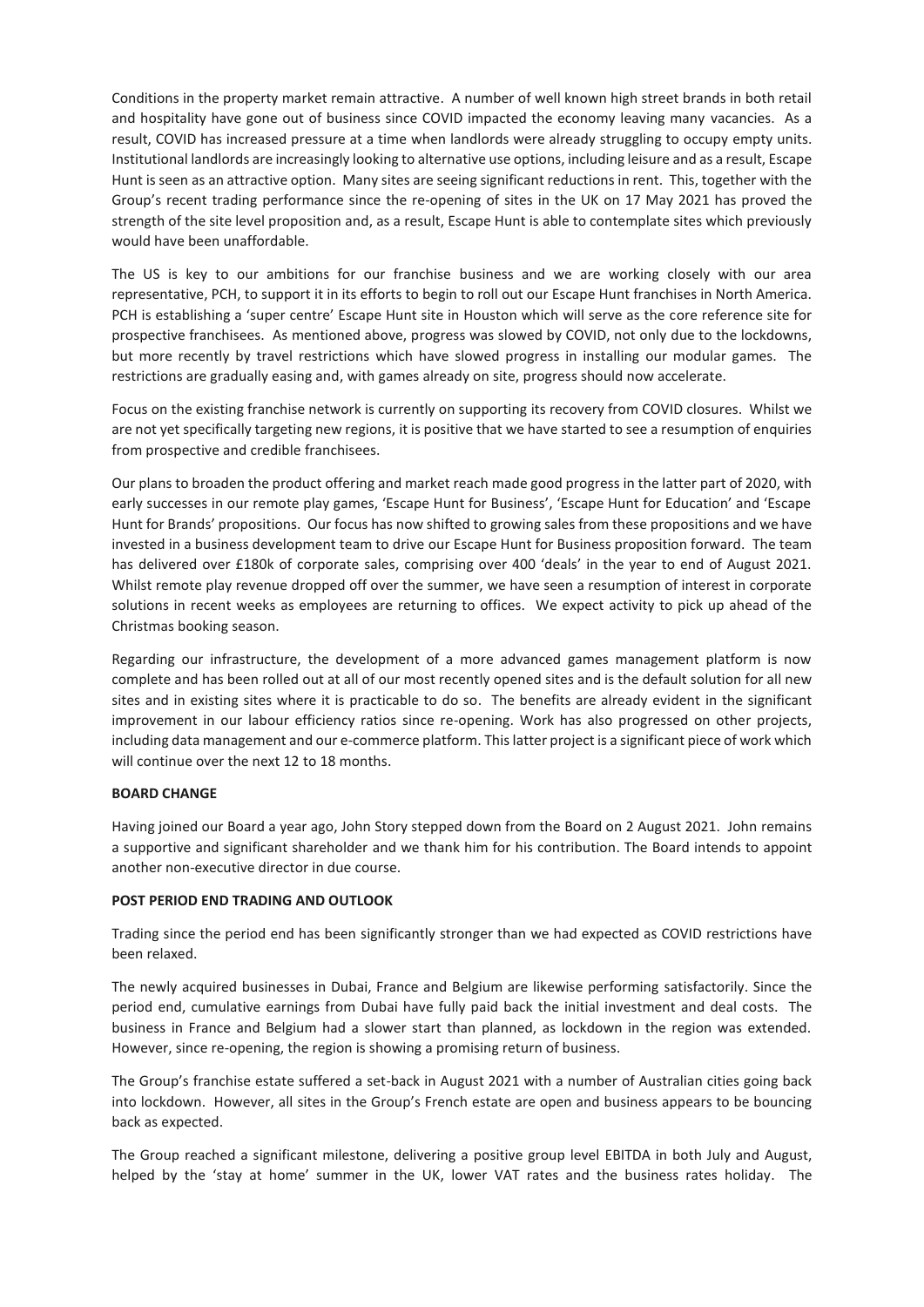Conditions in the property market remain attractive. A number of well known high street brands in both retail and hospitality have gone out of business since COVID impacted the economy leaving many vacancies. As a result, COVID has increased pressure at a time when landlords were already struggling to occupy empty units. Institutional landlords are increasingly looking to alternative use options, including leisure and as a result, Escape Hunt is seen as an attractive option. Many sites are seeing significant reductions in rent. This, together with the Group's recent trading performance since the re-opening of sites in the UK on 17 May 2021 has proved the strength of the site level proposition and, as a result, Escape Hunt is able to contemplate sites which previously would have been unaffordable.

The US is key to our ambitions for our franchise business and we are working closely with our area representative, PCH, to support it in its efforts to begin to roll out our Escape Hunt franchises in North America. PCH is establishing a 'super centre' Escape Hunt site in Houston which will serve as the core reference site for prospective franchisees. As mentioned above, progress was slowed by COVID, not only due to the lockdowns, but more recently by travel restrictions which have slowed progress in installing our modular games. The restrictions are gradually easing and, with games already on site, progress should now accelerate.

Focus on the existing franchise network is currently on supporting its recovery from COVID closures. Whilst we are not yet specifically targeting new regions, it is positive that we have started to see a resumption of enquiries from prospective and credible franchisees.

Our plans to broaden the product offering and market reach made good progress in the latter part of 2020, with early successes in our remote play games, 'Escape Hunt for Business', 'Escape Hunt for Education' and 'Escape Hunt for Brands' propositions. Our focus has now shifted to growing sales from these propositions and we have invested in a business development team to drive our Escape Hunt for Business proposition forward. The team has delivered over £180k of corporate sales, comprising over 400 'deals' in the year to end of August 2021. Whilst remote play revenue dropped off over the summer, we have seen a resumption of interest in corporate solutions in recent weeks as employees are returning to offices. We expect activity to pick up ahead of the Christmas booking season.

Regarding our infrastructure, the development of a more advanced games management platform is now complete and has been rolled out at all of our most recently opened sites and is the default solution for all new sites and in existing sites where it is practicable to do so. The benefits are already evident in the significant improvement in our labour efficiency ratios since re-opening. Work has also progressed on other projects, including data management and our e-commerce platform. This latter project is a significant piece of work which will continue over the next 12 to 18 months.

**BOARD CHANGE**

Having joined our Board a year ago, John Story stepped down from the Board on 2 August 2021. John remains a supportive and significant shareholder and we thank him for his contribution. The Board intends to appoint another non-executive director in due course.

**POST PERIOD END TRADING AND OUTLOOK**

Trading since the period end has been significantly stronger than we had expected as COVID restrictions have been relaxed.

The newly acquired businesses in Dubai, France and Belgium are likewise performing satisfactorily. Since the period end, cumulative earnings from Dubai have fully paid back the initial investment and deal costs. The business in France and Belgium had a slower start than planned, as lockdown in the region was extended. However, since re-opening, the region is showing a promising return of business.

The Group's franchise estate suffered a set-back in August 2021 with a number of Australian cities going back into lockdown. However, all sites in the Group's French estate are open and business appears to be bouncing back as expected.

The Group reached a significant milestone, delivering a positive group level EBITDA in both July and August, helped by the 'stay at home' summer in the UK, lower VAT rates and the business rates holiday. The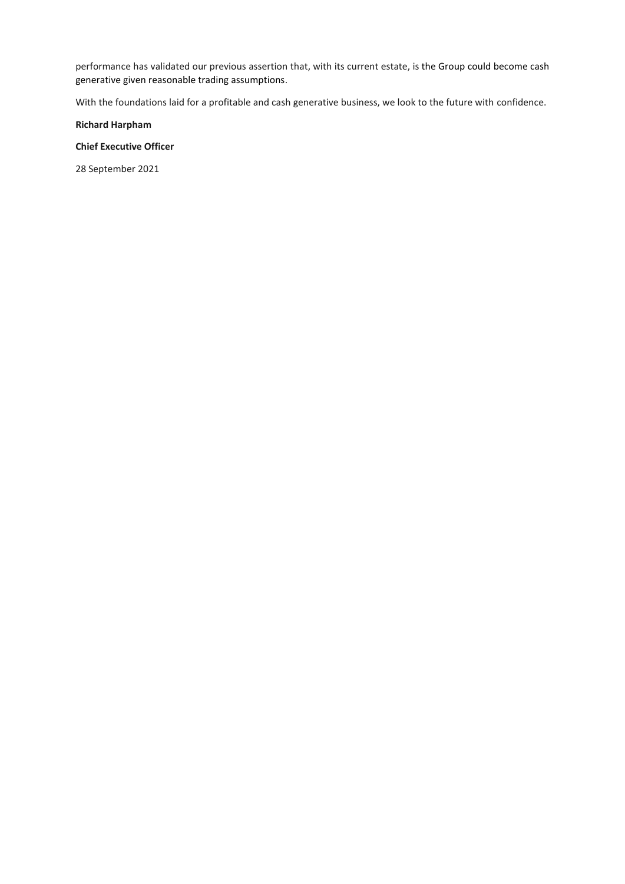performance has validated our previous assertion that, with its current estate, is the Group could become cash generative given reasonable trading assumptions.

With the foundations laid for a profitable and cash generative business, we look to the future with confidence.

**Richard Harpham**

**Chief Executive Officer**

28 September 2021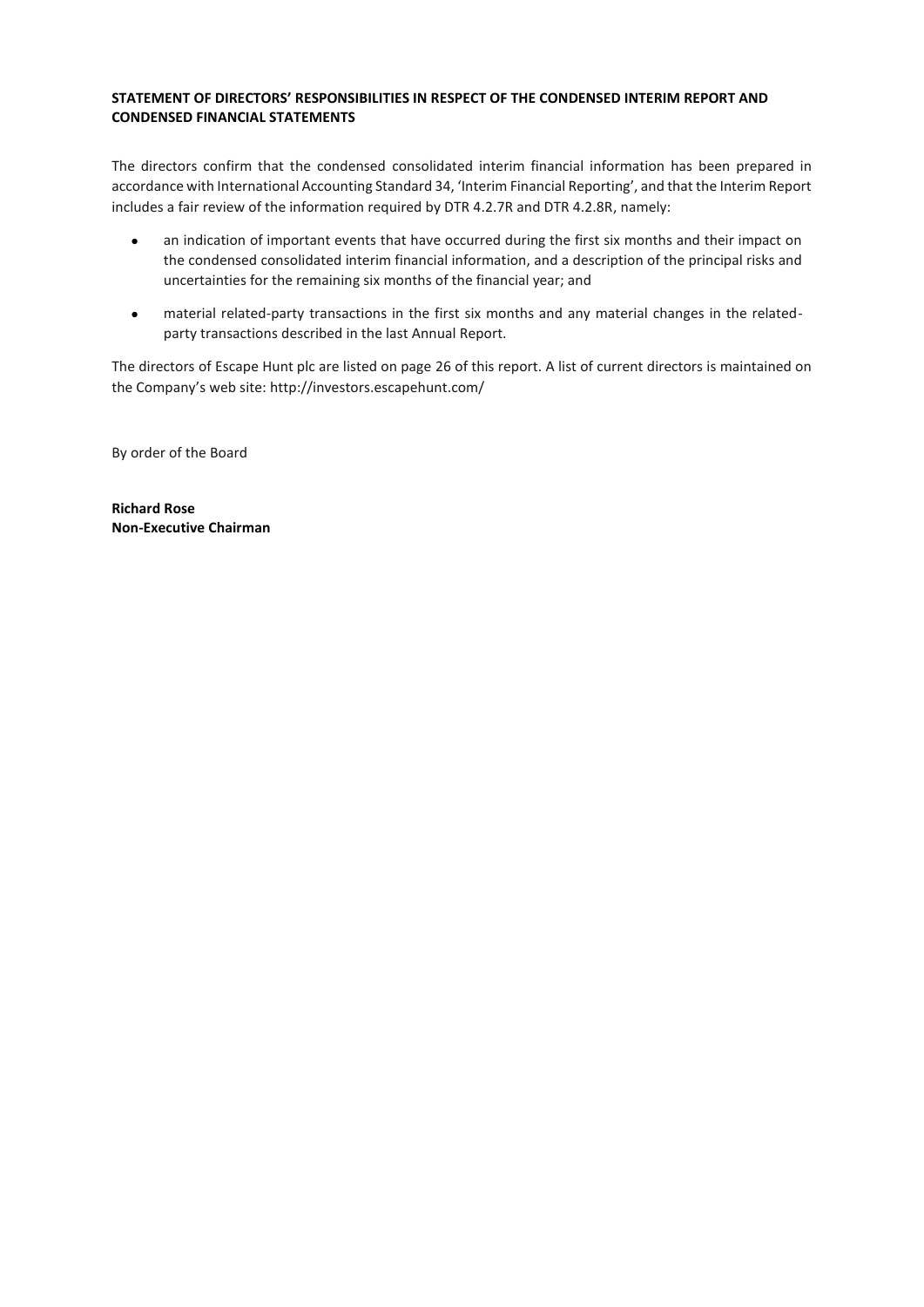**STATEMENT OF DIRECTORS' RESPONSIBILITIES IN RESPECT OF THE CONDENSED INTERIM REPORT AND CONDENSED FINANCIAL STATEMENTS**

The directors confirm that the condensed consolidated interim financial information has been prepared in accordance with International Accounting Standard 34, 'Interim Financial Reporting', and that the Interim Report includes a fair review of the information required by DTR 4.2.7R and DTR 4.2.8R, namely:

- an indication of important events that have occurred during the first six months and their impact on the condensed consolidated interim financial information, and a description of the principal risks and uncertainties for the remaining six months of the financial year; and
- material related-party transactions in the first six months and any material changes in the related-party transactions described in the last Annual Report.

The directors of Escape Hunt plc are listed on page 26 of this report. A list of current directors is maintained on the Company's web site: http://investors.escapehunt.com/

By order of the Board

**Richard Rose**
**Non-Executive Chairman**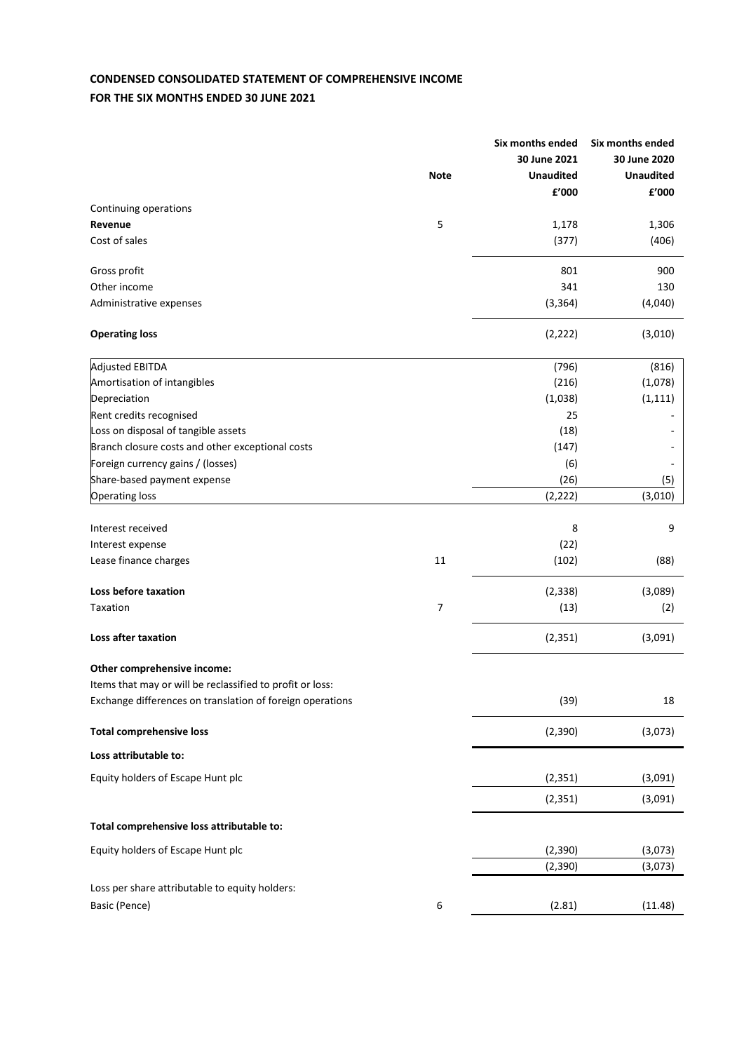# CONDENSED CONSOLIDATED STATEMENT OF COMPREHENSIVE INCOME
## FOR THE SIX MONTHS ENDED 30 JUNE 2021

| | Note | Six months ended 30 June 2021 Unaudited £'000 | Six months ended 30 June 2020 Unaudited £'000 |
|---|---|---|---|
| Continuing operations | | | |
| **Revenue** | 5 | 1,178 | 1,306 |
| Cost of sales | | (377) | (406) |
| Gross profit | | 801 | 900 |
| Other income | | 341 | 130 |
| Administrative expenses | | (3,364) | (4,040) |
| **Operating loss** | | (2,222) | (3,010) |
| Adjusted EBITDA | | (796) | (816) |
| Amortisation of intangibles | | (216) | (1,078) |
| Depreciation | | (1,038) | (1,111) |
| Rent credits recognised | | 25 | - |
| Loss on disposal of tangible assets | | (18) | - |
| Branch closure costs and other exceptional costs | | (147) | - |
| Foreign currency gains / (losses) | | (6) | - |
| Share-based payment expense | | (26) | (5) |
| Operating loss | | (2,222) | (3,010) |
| Interest received | | 8 | 9 |
| Interest expense | | (22) | |
| Lease finance charges | 11 | (102) | (88) |
| **Loss before taxation** | | (2,338) | (3,089) |
| Taxation | 7 | (13) | (2) |
| **Loss after taxation** | | (2,351) | (3,091) |
| **Other comprehensive income:** | | | |
| Items that may or will be reclassified to profit or loss: | | | |
| Exchange differences on translation of foreign operations | | (39) | 18 |
| **Total comprehensive loss** | | (2,390) | (3,073) |
| **Loss attributable to:** | | | |
| Equity holders of Escape Hunt plc | | (2,351) | (3,091) |
| | | (2,351) | (3,091) |
| **Total comprehensive loss attributable to:** | | | |
| Equity holders of Escape Hunt plc | | (2,390) | (3,073) |
| | | (2,390) | (3,073) |
| Loss per share attributable to equity holders: | | | |
| Basic (Pence) | 6 | (2.81) | (11.48) |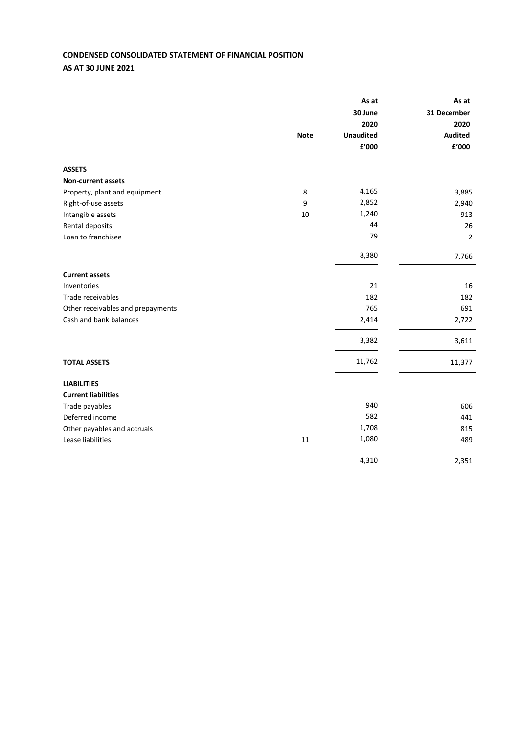**CONDENSED CONSOLIDATED STATEMENT OF FINANCIAL POSITION**

**AS AT 30 JUNE 2021**

| | **Note** | **As at 30 June 2020 Unaudited £'000** | **As at 31 December 2020 Audited £'000** |
|---|---|---|---|
| **ASSETS** | | | |
| **Non-current assets** | | | |
| Property, plant and equipment | 8 | 4,165 | 3,885 |
| Right-of-use assets | 9 | 2,852 | 2,940 |
| Intangible assets | 10 | 1,240 | 913 |
| Rental deposits | | 44 | 26 |
| Loan to franchisee | | 79 | 2 |
| | | 8,380 | 7,766 |
| **Current assets** | | | |
| Inventories | | 21 | 16 |
| Trade receivables | | 182 | 182 |
| Other receivables and prepayments | | 765 | 691 |
| Cash and bank balances | | 2,414 | 2,722 |
| | | 3,382 | 3,611 |
| **TOTAL ASSETS** | | 11,762 | 11,377 |
| **LIABILITIES** | | | |
| **Current liabilities** | | | |
| Trade payables | | 940 | 606 |
| Deferred income | | 582 | 441 |
| Other payables and accruals | | 1,708 | 815 |
| Lease liabilities | 11 | 1,080 | 489 |
| | | 4,310 | 2,351 |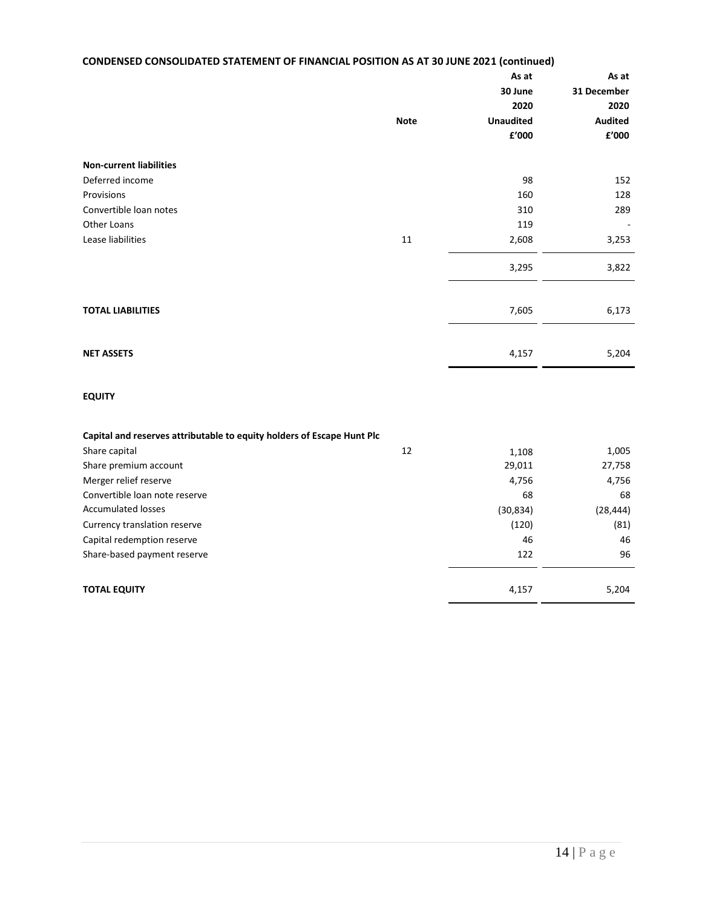**CONDENSED CONSOLIDATED STATEMENT OF FINANCIAL POSITION AS AT 30 JUNE 2021 (continued)**

| | Note | As at 30 June 2020 Unaudited £'000 | As at 31 December 2020 Audited £'000 |
|---|---|---|---|
| **Non-current liabilities** | | | |
| Deferred income | | 98 | 152 |
| Provisions | | 160 | 128 |
| Convertible loan notes | | 310 | 289 |
| Other Loans | | 119 | - |
| Lease liabilities | 11 | 2,608 | 3,253 |
| | | 3,295 | 3,822 |
| **TOTAL LIABILITIES** | | 7,605 | 6,173 |
| **NET ASSETS** | | 4,157 | 5,204 |
| **EQUITY** | | | |
| **Capital and reserves attributable to equity holders of Escape Hunt Plc** | | | |
| Share capital | 12 | 1,108 | 1,005 |
| Share premium account | | 29,011 | 27,758 |
| Merger relief reserve | | 4,756 | 4,756 |
| Convertible loan note reserve | | 68 | 68 |
| Accumulated losses | | (30,834) | (28,444) |
| Currency translation reserve | | (120) | (81) |
| Capital redemption reserve | | 46 | 46 |
| Share-based payment reserve | | 122 | 96 |
| **TOTAL EQUITY** | | 4,157 | 5,204 |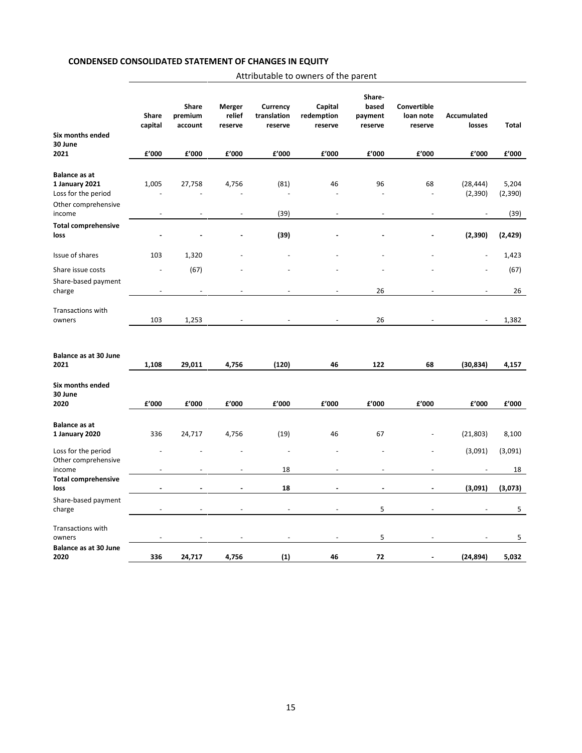## CONDENSED CONSOLIDATED STATEMENT OF CHANGES IN EQUITY

| | Attributable to owners of the parent | | | | | | | | |
|---|---|---|---|---|---|---|---|---|---|
| | Share capital | Share premium account | Merger relief reserve | Currency translation reserve | Capital redemption reserve | Share-based payment reserve | Convertible loan note reserve | Accumulated losses | Total |
| **Six months ended 30 June 2021** | **£'000** | **£'000** | **£'000** | **£'000** | **£'000** | **£'000** | **£'000** | **£'000** | **£'000** |
| **Balance as at 1 January 2021** | 1,005 | 27,758 | 4,756 | (81) | 46 | 96 | 68 | (28,444) | 5,204 |
| Loss for the period | - | - | - | - | - | - | - | (2,390) | (2,390) |
| Other comprehensive income | - | - | - | (39) | - | - | - | - | (39) |
| **Total comprehensive loss** | **-** | **-** | **-** | **(39)** | **-** | **-** | **-** | **(2,390)** | **(2,429)** |
| Issue of shares | 103 | 1,320 | - | - | - | - | - | - | 1,423 |
| Share issue costs | - | (67) | - | - | - | - | - | - | (67) |
| Share-based payment charge | - | - | - | - | - | 26 | - | - | 26 |
| Transactions with owners | 103 | 1,253 | - | - | - | 26 | - | - | 1,382 |
| **Balance as at 30 June 2021** | **1,108** | **29,011** | **4,756** | **(120)** | **46** | **122** | **68** | **(30,834)** | **4,157** |
| **Six months ended 30 June 2020** | **£'000** | **£'000** | **£'000** | **£'000** | **£'000** | **£'000** | **£'000** | **£'000** | **£'000** |
| **Balance as at 1 January 2020** | 336 | 24,717 | 4,756 | (19) | 46 | 67 | - | (21,803) | 8,100 |
| Loss for the period | - | - | - | - | - | - | - | (3,091) | (3,091) |
| Other comprehensive income | - | - | - | 18 | - | - | - | - | 18 |
| **Total comprehensive loss** | **-** | **-** | **-** | **18** | **-** | **-** | **-** | **(3,091)** | **(3,073)** |
| Share-based payment charge | - | - | - | - | - | 5 | - | - | 5 |
| Transactions with owners | - | - | - | - | - | 5 | - | - | 5 |
| **Balance as at 30 June 2020** | **336** | **24,717** | **4,756** | **(1)** | **46** | **72** | **-** | **(24,894)** | **5,032** |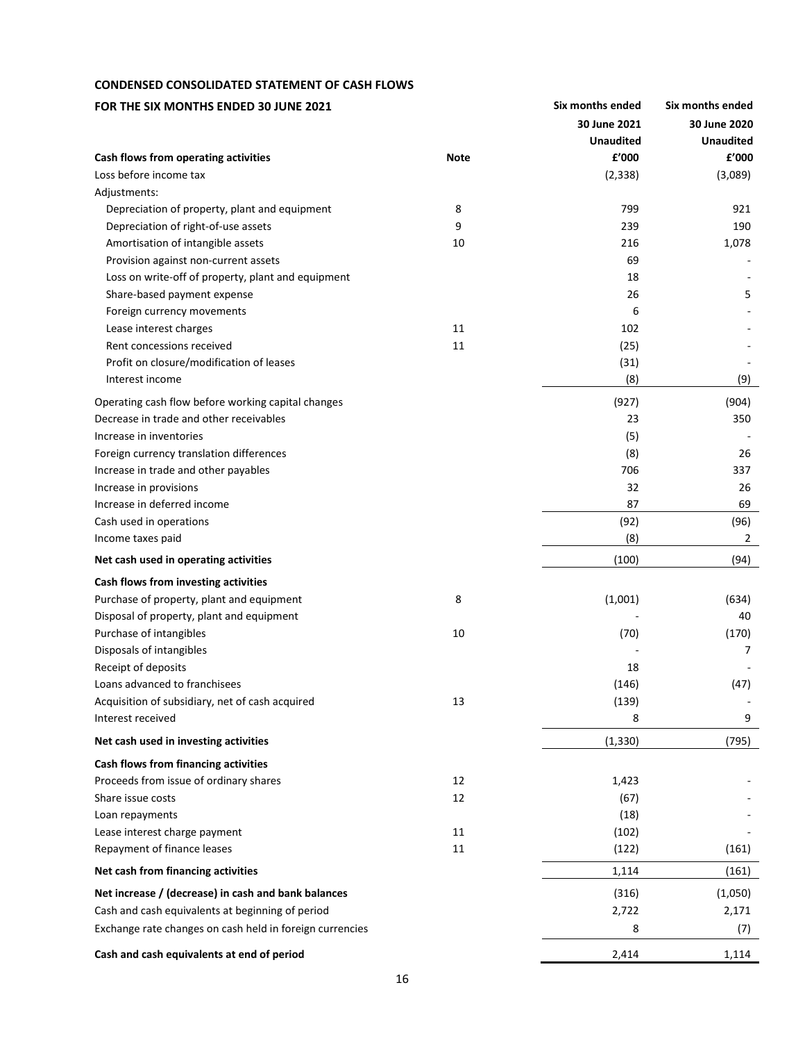**CONDENSED CONSOLIDATED STATEMENT OF CASH FLOWS**

**FOR THE SIX MONTHS ENDED 30 JUNE 2021**

| | Note | Six months ended 30 June 2021 Unaudited £'000 | Six months ended 30 June 2020 Unaudited £'000 |
|---|---|---|---|
| **Cash flows from operating activities** | | | |
| Loss before income tax | | (2,338) | (3,089) |
| Adjustments: | | | |
| Depreciation of property, plant and equipment | 8 | 799 | 921 |
| Depreciation of right-of-use assets | 9 | 239 | 190 |
| Amortisation of intangible assets | 10 | 216 | 1,078 |
| Provision against non-current assets | | 69 | - |
| Loss on write-off of property, plant and equipment | | 18 | - |
| Share-based payment expense | | 26 | 5 |
| Foreign currency movements | | 6 | - |
| Lease interest charges | 11 | 102 | - |
| Rent concessions received | 11 | (25) | - |
| Profit on closure/modification of leases | | (31) | - |
| Interest income | | (8) | (9) |
| Operating cash flow before working capital changes | | (927) | (904) |
| Decrease in trade and other receivables | | 23 | 350 |
| Increase in inventories | | (5) | - |
| Foreign currency translation differences | | (8) | 26 |
| Increase in trade and other payables | | 706 | 337 |
| Increase in provisions | | 32 | 26 |
| Increase in deferred income | | 87 | 69 |
| Cash used in operations | | (92) | (96) |
| Income taxes paid | | (8) | 2 |
| **Net cash used in operating activities** | | (100) | (94) |
| **Cash flows from investing activities** | | | |
| Purchase of property, plant and equipment | 8 | (1,001) | (634) |
| Disposal of property, plant and equipment | | - | 40 |
| Purchase of intangibles | 10 | (70) | (170) |
| Disposals of intangibles | | - | 7 |
| Receipt of deposits | | 18 | - |
| Loans advanced to franchisees | | (146) | (47) |
| Acquisition of subsidiary, net of cash acquired | 13 | (139) | - |
| Interest received | | 8 | 9 |
| **Net cash used in investing activities** | | (1,330) | (795) |
| **Cash flows from financing activities** | | | |
| Proceeds from issue of ordinary shares | 12 | 1,423 | - |
| Share issue costs | 12 | (67) | - |
| Loan repayments | | (18) | - |
| Lease interest charge payment | 11 | (102) | - |
| Repayment of finance leases | 11 | (122) | (161) |
| **Net cash from financing activities** | | 1,114 | (161) |
| **Net increase / (decrease) in cash and bank balances** | | (316) | (1,050) |
| Cash and cash equivalents at beginning of period | | 2,722 | 2,171 |
| Exchange rate changes on cash held in foreign currencies | | 8 | (7) |
| **Cash and cash equivalents at end of period** | | 2,414 | 1,114 |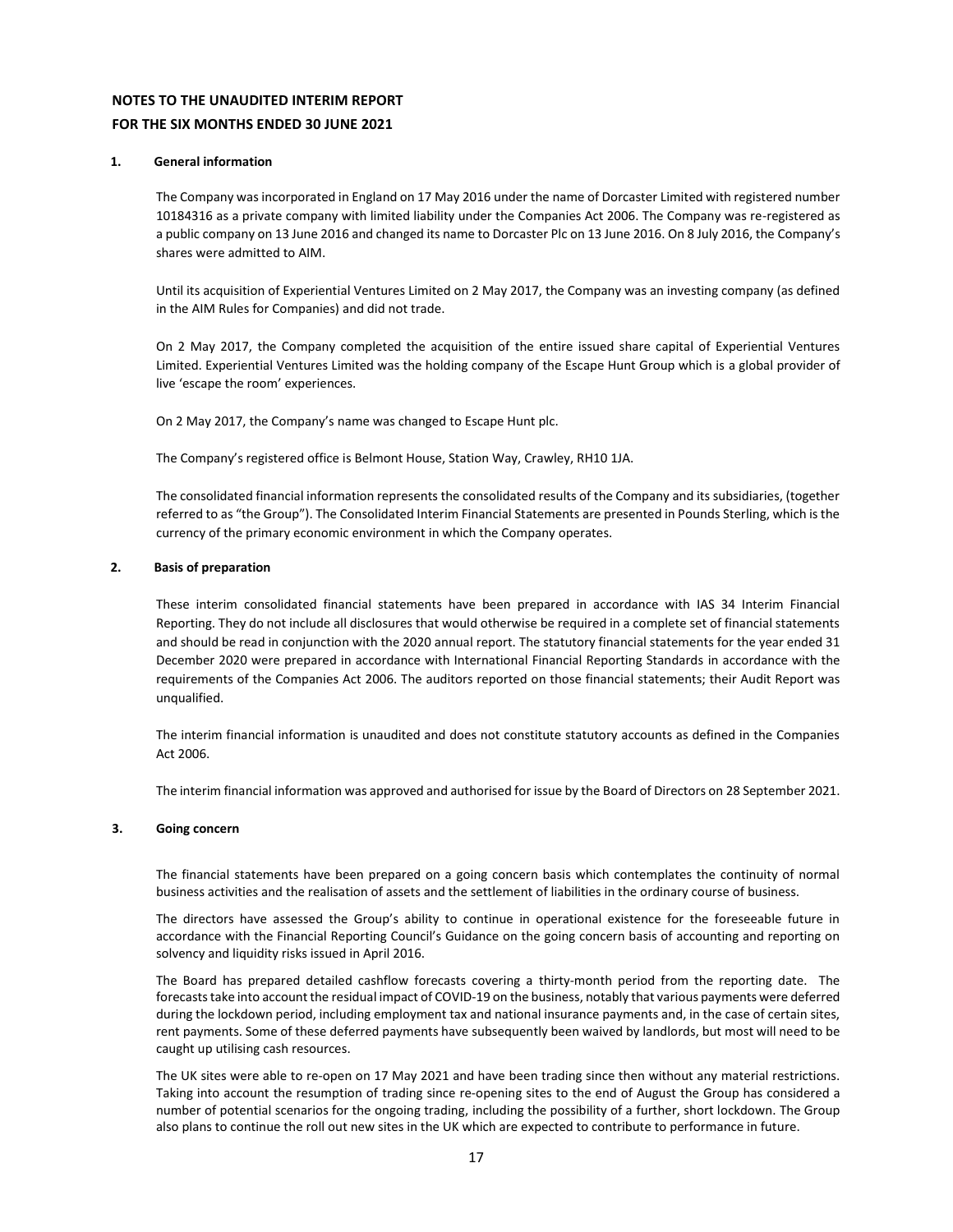## NOTES TO THE UNAUDITED INTERIM REPORT
## FOR THE SIX MONTHS ENDED 30 JUNE 2021

### 1. General information

The Company was incorporated in England on 17 May 2016 under the name of Dorcaster Limited with registered number 10184316 as a private company with limited liability under the Companies Act 2006. The Company was re-registered as a public company on 13 June 2016 and changed its name to Dorcaster Plc on 13 June 2016. On 8 July 2016, the Company's shares were admitted to AIM.

Until its acquisition of Experiential Ventures Limited on 2 May 2017, the Company was an investing company (as defined in the AIM Rules for Companies) and did not trade.

On 2 May 2017, the Company completed the acquisition of the entire issued share capital of Experiential Ventures Limited. Experiential Ventures Limited was the holding company of the Escape Hunt Group which is a global provider of live 'escape the room' experiences.

On 2 May 2017, the Company's name was changed to Escape Hunt plc.

The Company's registered office is Belmont House, Station Way, Crawley, RH10 1JA.

The consolidated financial information represents the consolidated results of the Company and its subsidiaries, (together referred to as "the Group"). The Consolidated Interim Financial Statements are presented in Pounds Sterling, which is the currency of the primary economic environment in which the Company operates.

### 2. Basis of preparation

These interim consolidated financial statements have been prepared in accordance with IAS 34 Interim Financial Reporting. They do not include all disclosures that would otherwise be required in a complete set of financial statements and should be read in conjunction with the 2020 annual report. The statutory financial statements for the year ended 31 December 2020 were prepared in accordance with International Financial Reporting Standards in accordance with the requirements of the Companies Act 2006. The auditors reported on those financial statements; their Audit Report was unqualified.

The interim financial information is unaudited and does not constitute statutory accounts as defined in the Companies Act 2006.

The interim financial information was approved and authorised for issue by the Board of Directors on 28 September 2021.

### 3. Going concern

The financial statements have been prepared on a going concern basis which contemplates the continuity of normal business activities and the realisation of assets and the settlement of liabilities in the ordinary course of business.

The directors have assessed the Group's ability to continue in operational existence for the foreseeable future in accordance with the Financial Reporting Council's Guidance on the going concern basis of accounting and reporting on solvency and liquidity risks issued in April 2016.

The Board has prepared detailed cashflow forecasts covering a thirty-month period from the reporting date. The forecasts take into account the residual impact of COVID-19 on the business, notably that various payments were deferred during the lockdown period, including employment tax and national insurance payments and, in the case of certain sites, rent payments. Some of these deferred payments have subsequently been waived by landlords, but most will need to be caught up utilising cash resources.

The UK sites were able to re-open on 17 May 2021 and have been trading since then without any material restrictions. Taking into account the resumption of trading since re-opening sites to the end of August the Group has considered a number of potential scenarios for the ongoing trading, including the possibility of a further, short lockdown. The Group also plans to continue the roll out new sites in the UK which are expected to contribute to performance in future.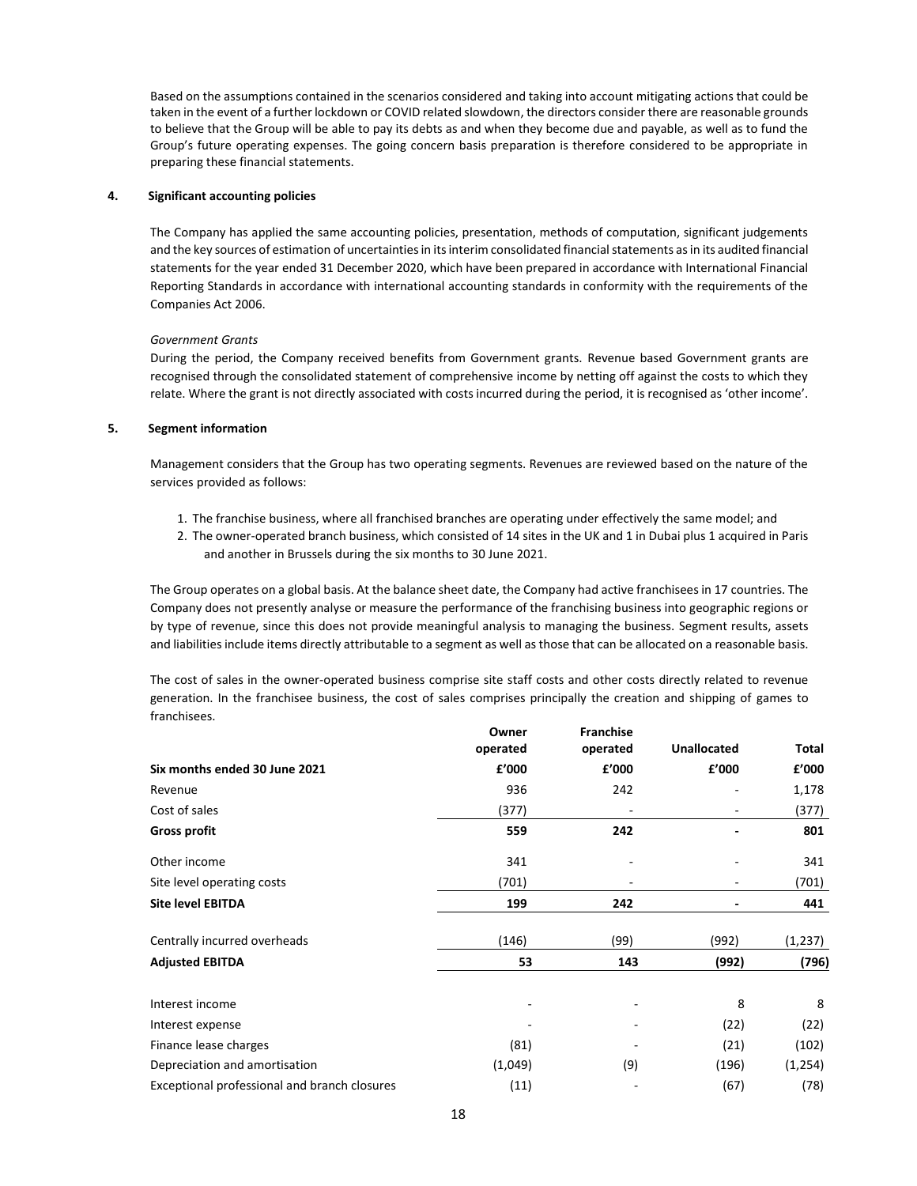Based on the assumptions contained in the scenarios considered and taking into account mitigating actions that could be taken in the event of a further lockdown or COVID related slowdown, the directors consider there are reasonable grounds to believe that the Group will be able to pay its debts as and when they become due and payable, as well as to fund the Group's future operating expenses. The going concern basis preparation is therefore considered to be appropriate in preparing these financial statements.

## 4. Significant accounting policies

The Company has applied the same accounting policies, presentation, methods of computation, significant judgements and the key sources of estimation of uncertainties in its interim consolidated financial statements as in its audited financial statements for the year ended 31 December 2020, which have been prepared in accordance with International Financial Reporting Standards in accordance with international accounting standards in conformity with the requirements of the Companies Act 2006.

*Government Grants*

During the period, the Company received benefits from Government grants. Revenue based Government grants are recognised through the consolidated statement of comprehensive income by netting off against the costs to which they relate. Where the grant is not directly associated with costs incurred during the period, it is recognised as 'other income'.

## 5. Segment information

Management considers that the Group has two operating segments. Revenues are reviewed based on the nature of the services provided as follows:

1. The franchise business, where all franchised branches are operating under effectively the same model; and
2. The owner-operated branch business, which consisted of 14 sites in the UK and 1 in Dubai plus 1 acquired in Paris and another in Brussels during the six months to 30 June 2021.

The Group operates on a global basis. At the balance sheet date, the Company had active franchisees in 17 countries. The Company does not presently analyse or measure the performance of the franchising business into geographic regions or by type of revenue, since this does not provide meaningful analysis to managing the business. Segment results, assets and liabilities include items directly attributable to a segment as well as those that can be allocated on a reasonable basis.

The cost of sales in the owner-operated business comprise site staff costs and other costs directly related to revenue generation. In the franchisee business, the cost of sales comprises principally the creation and shipping of games to franchisees.

| | Owner operated | Franchise operated | Unallocated | Total |
|---|---|---|---|---|
| **Six months ended 30 June 2021** | **£'000** | **£'000** | **£'000** | **£'000** |
| Revenue | 936 | 242 | - | 1,178 |
| Cost of sales | (377) | - | - | (377) |
| **Gross profit** | **559** | **242** | **-** | **801** |
| Other income | 341 | - | - | 341 |
| Site level operating costs | (701) | - | - | (701) |
| **Site level EBITDA** | **199** | **242** | **-** | **441** |
| Centrally incurred overheads | (146) | (99) | (992) | (1,237) |
| **Adjusted EBITDA** | **53** | **143** | **(992)** | **(796)** |
| Interest income | - | - | 8 | 8 |
| Interest expense | - | - | (22) | (22) |
| Finance lease charges | (81) | - | (21) | (102) |
| Depreciation and amortisation | (1,049) | (9) | (196) | (1,254) |
| Exceptional professional and branch closures | (11) | - | (67) | (78) |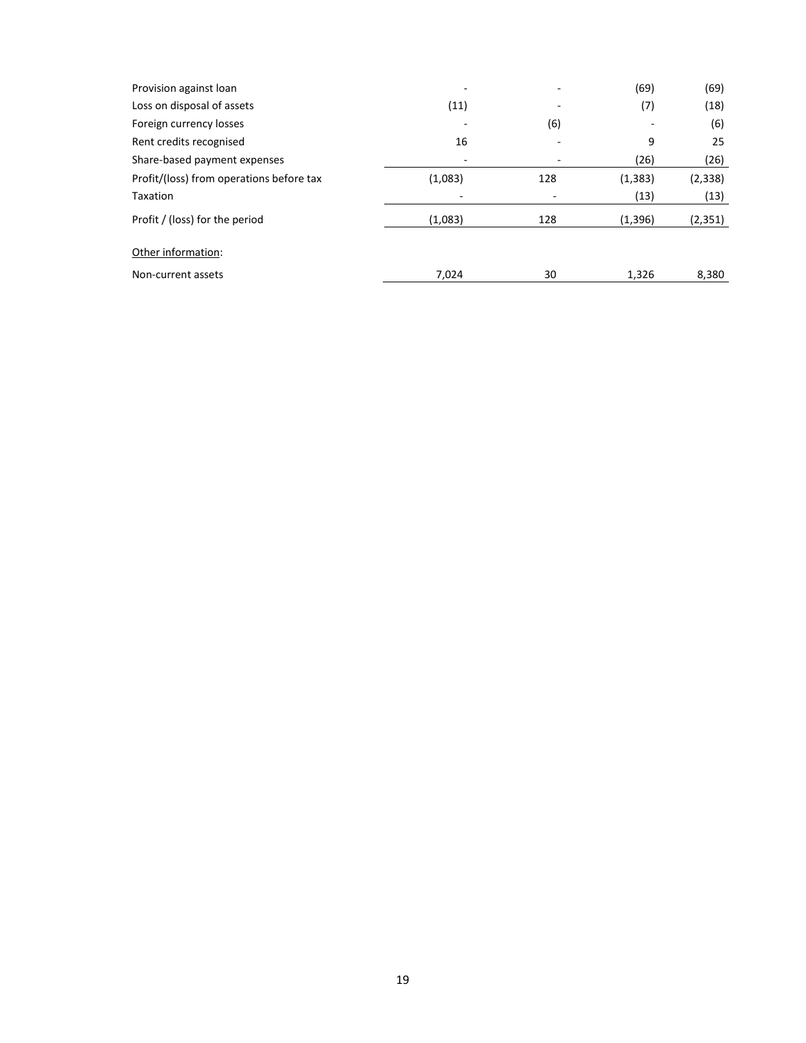| | | | | |
|---|---|---|---|---|
| Provision against loan | - | - | (69) | (69) |
| Loss on disposal of assets | (11) | - | (7) | (18) |
| Foreign currency losses | - | (6) | - | (6) |
| Rent credits recognised | 16 | - | 9 | 25 |
| Share-based payment expenses | - | - | (26) | (26) |
| Profit/(loss) from operations before tax | (1,083) | 128 | (1,383) | (2,338) |
| Taxation | - | - | (13) | (13) |
| Profit / (loss) for the period | (1,083) | 128 | (1,396) | (2,351) |
| | | | | |
| Other information: | | | | |
| Non-current assets | 7,024 | 30 | 1,326 | 8,380 |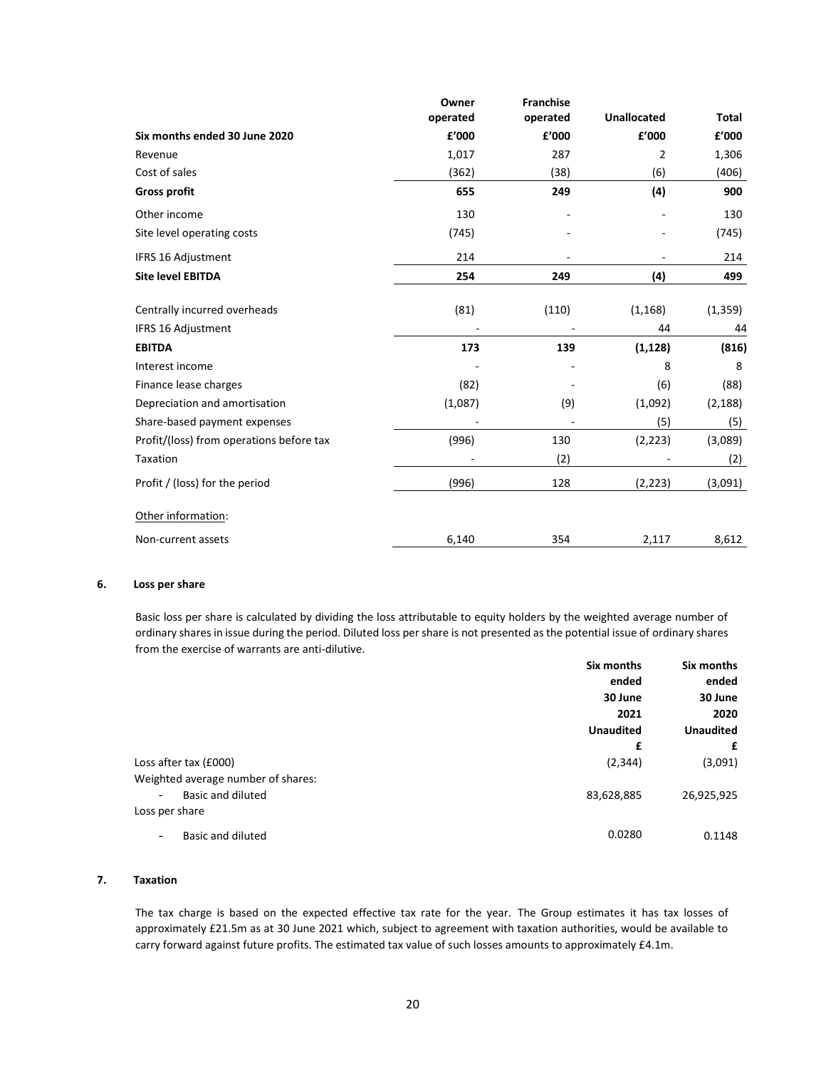| Six months ended 30 June 2020 | Owner operated £'000 | Franchise operated £'000 | Unallocated £'000 | Total £'000 |
|---|---|---|---|---|
| Revenue | 1,017 | 287 | 2 | 1,306 |
| Cost of sales | (362) | (38) | (6) | (406) |
| **Gross profit** | **655** | **249** | **(4)** | **900** |
| Other income | 130 | - | - | 130 |
| Site level operating costs | (745) | - | - | (745) |
| IFRS 16 Adjustment | 214 | - | - | 214 |
| **Site level EBITDA** | **254** | **249** | **(4)** | **499** |
| Centrally incurred overheads | (81) | (110) | (1,168) | (1,359) |
| IFRS 16 Adjustment | - | - | 44 | 44 |
| **EBITDA** | **173** | **139** | **(1,128)** | **(816)** |
| Interest income | - | - | 8 | 8 |
| Finance lease charges | (82) | - | (6) | (88) |
| Depreciation and amortisation | (1,087) | (9) | (1,092) | (2,188) |
| Share-based payment expenses | - | - | (5) | (5) |
| Profit/(loss) from operations before tax | (996) | 130 | (2,223) | (3,089) |
| Taxation | - | (2) | - | (2) |
| Profit / (loss) for the period | (996) | 128 | (2,223) | (3,091) |
| Other information: | | | | |
| Non-current assets | 6,140 | 354 | 2,117 | 8,612 |

## 6. Loss per share

Basic loss per share is calculated by dividing the loss attributable to equity holders by the weighted average number of ordinary shares in issue during the period. Diluted loss per share is not presented as the potential issue of ordinary shares from the exercise of warrants are anti-dilutive.

| | Six months ended 30 June 2021 Unaudited £ | Six months ended 30 June 2020 Unaudited £ |
|---|---|---|
| Loss after tax (£000) | (2,344) | (3,091) |
| Weighted average number of shares: | | |
| - Basic and diluted | 83,628,885 | 26,925,925 |
| Loss per share | | |
| - Basic and diluted | 0.0280 | 0.1148 |

## 7. Taxation

The tax charge is based on the expected effective tax rate for the year. The Group estimates it has tax losses of approximately £21.5m as at 30 June 2021 which, subject to agreement with taxation authorities, would be available to carry forward against future profits. The estimated tax value of such losses amounts to approximately £4.1m.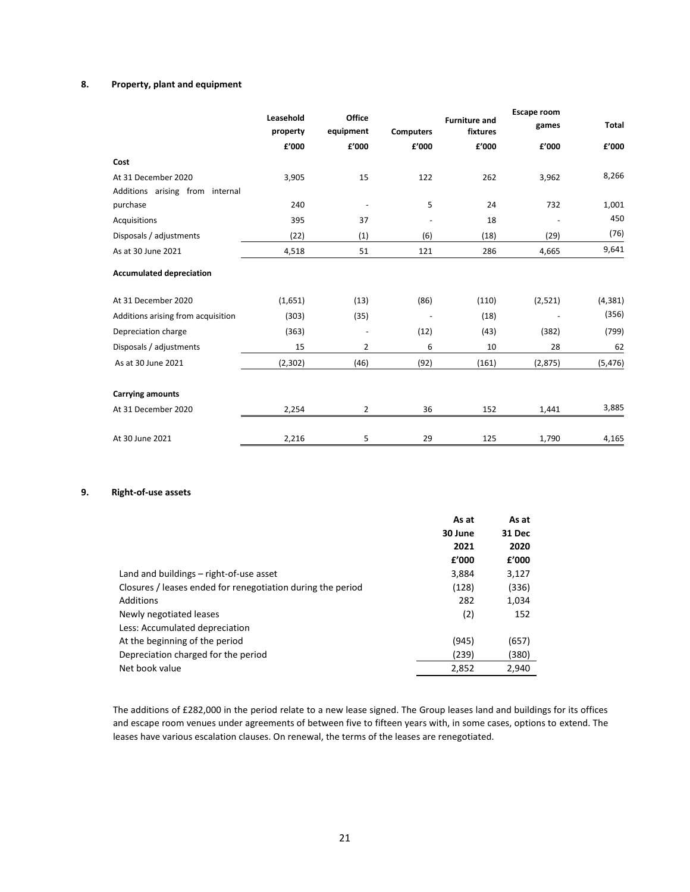## 8. Property, plant and equipment

| | Leasehold property | Office equipment | Computers | Furniture and fixtures | Escape room games | Total |
|---|---|---|---|---|---|---|
| | £'000 | £'000 | £'000 | £'000 | £'000 | £'000 |
| **Cost** | | | | | | |
| At 31 December 2020 | 3,905 | 15 | 122 | 262 | 3,962 | 8,266 |
| Additions arising from internal purchase | 240 | - | 5 | 24 | 732 | 1,001 |
| Acquisitions | 395 | 37 | - | 18 | - | 450 |
| Disposals / adjustments | (22) | (1) | (6) | (18) | (29) | (76) |
| As at 30 June 2021 | 4,518 | 51 | 121 | 286 | 4,665 | 9,641 |
| **Accumulated depreciation** | | | | | | |
| At 31 December 2020 | (1,651) | (13) | (86) | (110) | (2,521) | (4,381) |
| Additions arising from acquisition | (303) | (35) | - | (18) | - | (356) |
| Depreciation charge | (363) | - | (12) | (43) | (382) | (799) |
| Disposals / adjustments | 15 | 2 | 6 | 10 | 28 | 62 |
| As at 30 June 2021 | (2,302) | (46) | (92) | (161) | (2,875) | (5,476) |
| **Carrying amounts** | | | | | | |
| At 31 December 2020 | 2,254 | 2 | 36 | 152 | 1,441 | 3,885 |
| At 30 June 2021 | 2,216 | 5 | 29 | 125 | 1,790 | 4,165 |

## 9. Right-of-use assets

| | As at 30 June 2021 | As at 31 Dec 2020 |
|---|---|---|
| | £'000 | £'000 |
| Land and buildings – right-of-use asset | 3,884 | 3,127 |
| Closures / leases ended for renegotiation during the period | (128) | (336) |
| Additions | 282 | 1,034 |
| Newly negotiated leases | (2) | 152 |
| Less: Accumulated depreciation | | |
| At the beginning of the period | (945) | (657) |
| Depreciation charged for the period | (239) | (380) |
| Net book value | 2,852 | 2,940 |

The additions of £282,000 in the period relate to a new lease signed. The Group leases land and buildings for its offices and escape room venues under agreements of between five to fifteen years with, in some cases, options to extend. The leases have various escalation clauses. On renewal, the terms of the leases are renegotiated.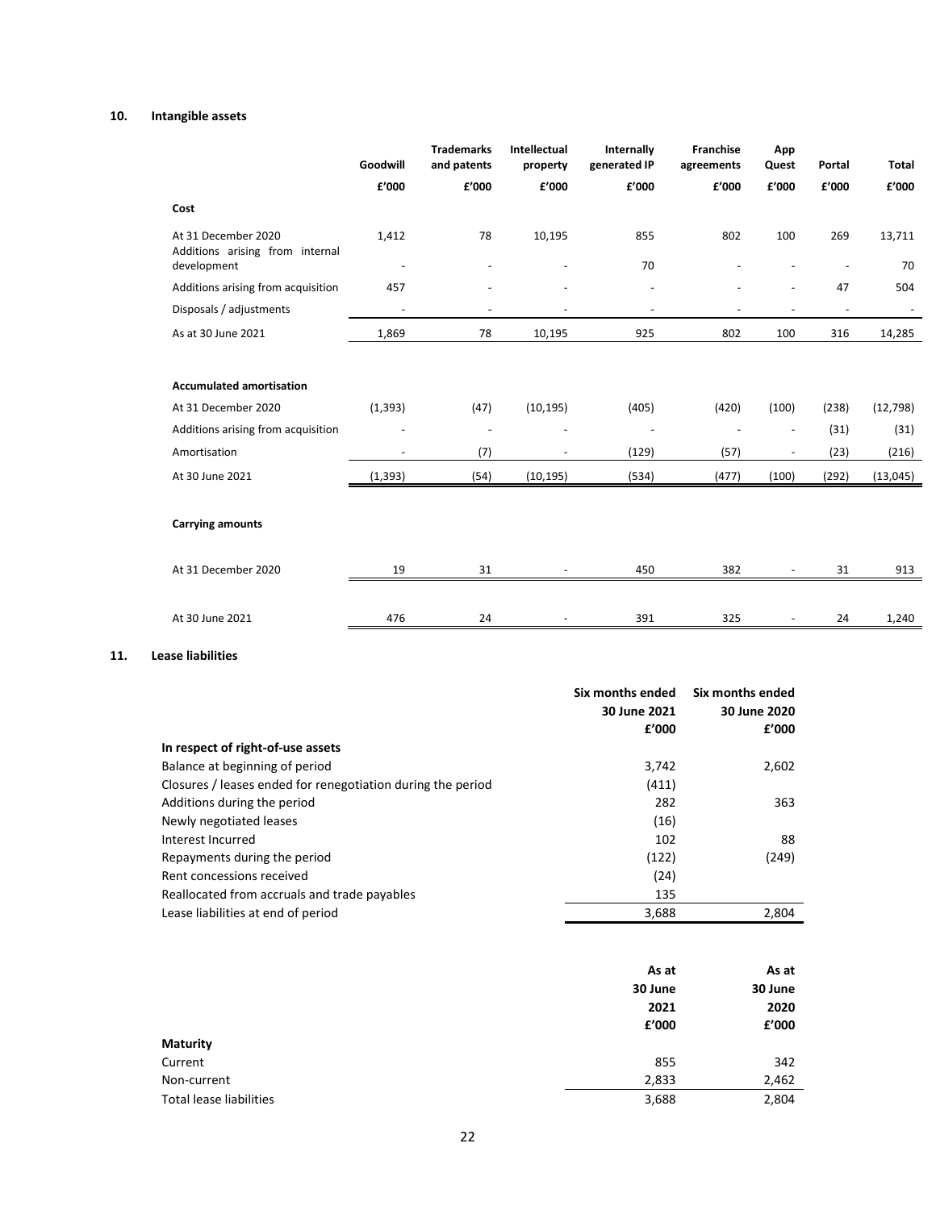## 10. Intangible assets

| | Goodwill | Trademarks and patents | Intellectual property | Internally generated IP | Franchise agreements | App Quest | Portal | Total |
|---|---|---|---|---|---|---|---|---|
| | £'000 | £'000 | £'000 | £'000 | £'000 | £'000 | £'000 | £'000 |
| **Cost** | | | | | | | | |
| At 31 December 2020 | 1,412 | 78 | 10,195 | 855 | 802 | 100 | 269 | 13,711 |
| Additions arising from internal development | - | - | - | 70 | - | - | - | 70 |
| Additions arising from acquisition | 457 | - | - | - | - | - | 47 | 504 |
| Disposals / adjustments | - | - | - | - | - | - | - | - |
| As at 30 June 2021 | 1,869 | 78 | 10,195 | 925 | 802 | 100 | 316 | 14,285 |
| | | | | | | | | |
| **Accumulated amortisation** | | | | | | | | |
| At 31 December 2020 | (1,393) | (47) | (10,195) | (405) | (420) | (100) | (238) | (12,798) |
| Additions arising from acquisition | - | - | - | - | - | - | (31) | (31) |
| Amortisation | - | (7) | - | (129) | (57) | - | (23) | (216) |
| At 30 June 2021 | (1,393) | (54) | (10,195) | (534) | (477) | (100) | (292) | (13,045) |
| | | | | | | | | |
| **Carrying amounts** | | | | | | | | |
| At 31 December 2020 | 19 | 31 | - | 450 | 382 | - | 31 | 913 |
| At 30 June 2021 | 476 | 24 | - | 391 | 325 | - | 24 | 1,240 |

## 11. Lease liabilities

| | Six months ended 30 June 2021 | Six months ended 30 June 2020 |
|---|---|---|
| | £'000 | £'000 |
| **In respect of right-of-use assets** | | |
| Balance at beginning of period | 3,742 | 2,602 |
| Closures / leases ended for renegotiation during the period | (411) | |
| Additions during the period | 282 | 363 |
| Newly negotiated leases | (16) | |
| Interest Incurred | 102 | 88 |
| Repayments during the period | (122) | (249) |
| Rent concessions received | (24) | |
| Reallocated from accruals and trade payables | 135 | |
| Lease liabilities at end of period | 3,688 | 2,804 |

| | As at 30 June 2021 | As at 30 June 2020 |
|---|---|---|
| | £'000 | £'000 |
| **Maturity** | | |
| Current | 855 | 342 |
| Non-current | 2,833 | 2,462 |
| Total lease liabilities | 3,688 | 2,804 |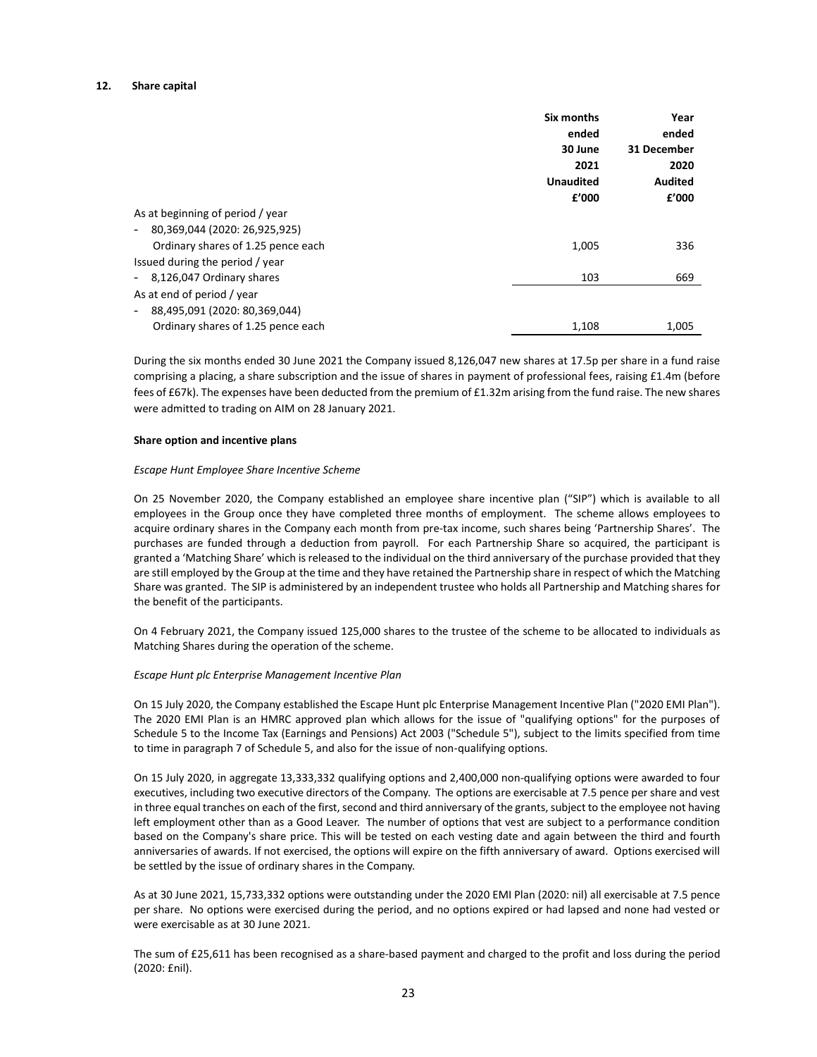## 12. Share capital

| | Six months ended 30 June 2021 Unaudited £'000 | Year ended 31 December 2020 Audited £'000 |
|---|---|---|
| As at beginning of period / year | | |
| - 80,369,044 (2020: 26,925,925) Ordinary shares of 1.25 pence each | 1,005 | 336 |
| Issued during the period / year | | |
| - 8,126,047 Ordinary shares | 103 | 669 |
| As at end of period / year | | |
| - 88,495,091 (2020: 80,369,044) Ordinary shares of 1.25 pence each | 1,108 | 1,005 |

During the six months ended 30 June 2021 the Company issued 8,126,047 new shares at 17.5p per share in a fund raise comprising a placing, a share subscription and the issue of shares in payment of professional fees, raising £1.4m (before fees of £67k). The expenses have been deducted from the premium of £1.32m arising from the fund raise. The new shares were admitted to trading on AIM on 28 January 2021.

**Share option and incentive plans**

*Escape Hunt Employee Share Incentive Scheme*

On 25 November 2020, the Company established an employee share incentive plan ("SIP") which is available to all employees in the Group once they have completed three months of employment. The scheme allows employees to acquire ordinary shares in the Company each month from pre-tax income, such shares being 'Partnership Shares'. The purchases are funded through a deduction from payroll. For each Partnership Share so acquired, the participant is granted a 'Matching Share' which is released to the individual on the third anniversary of the purchase provided that they are still employed by the Group at the time and they have retained the Partnership share in respect of which the Matching Share was granted. The SIP is administered by an independent trustee who holds all Partnership and Matching shares for the benefit of the participants.

On 4 February 2021, the Company issued 125,000 shares to the trustee of the scheme to be allocated to individuals as Matching Shares during the operation of the scheme.

*Escape Hunt plc Enterprise Management Incentive Plan*

On 15 July 2020, the Company established the Escape Hunt plc Enterprise Management Incentive Plan ("2020 EMI Plan"). The 2020 EMI Plan is an HMRC approved plan which allows for the issue of "qualifying options" for the purposes of Schedule 5 to the Income Tax (Earnings and Pensions) Act 2003 ("Schedule 5"), subject to the limits specified from time to time in paragraph 7 of Schedule 5, and also for the issue of non-qualifying options.

On 15 July 2020, in aggregate 13,333,332 qualifying options and 2,400,000 non-qualifying options were awarded to four executives, including two executive directors of the Company. The options are exercisable at 7.5 pence per share and vest in three equal tranches on each of the first, second and third anniversary of the grants, subject to the employee not having left employment other than as a Good Leaver. The number of options that vest are subject to a performance condition based on the Company's share price. This will be tested on each vesting date and again between the third and fourth anniversaries of awards. If not exercised, the options will expire on the fifth anniversary of award. Options exercised will be settled by the issue of ordinary shares in the Company.

As at 30 June 2021, 15,733,332 options were outstanding under the 2020 EMI Plan (2020: nil) all exercisable at 7.5 pence per share. No options were exercised during the period, and no options expired or had lapsed and none had vested or were exercisable as at 30 June 2021.

The sum of £25,611 has been recognised as a share-based payment and charged to the profit and loss during the period (2020: £nil).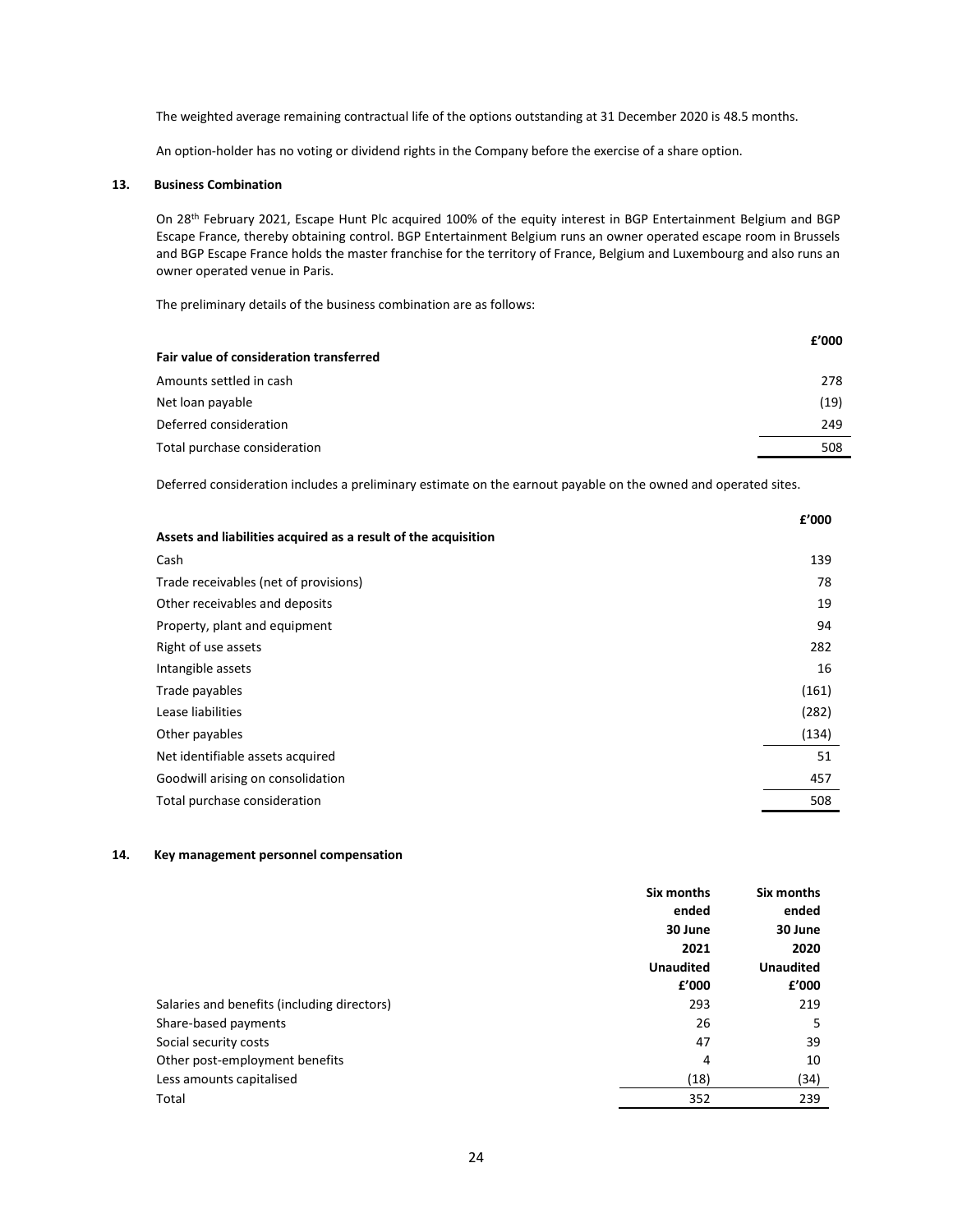The weighted average remaining contractual life of the options outstanding at 31 December 2020 is 48.5 months.

An option-holder has no voting or dividend rights in the Company before the exercise of a share option.

## 13. Business Combination

On 28th February 2021, Escape Hunt Plc acquired 100% of the equity interest in BGP Entertainment Belgium and BGP Escape France, thereby obtaining control. BGP Entertainment Belgium runs an owner operated escape room in Brussels and BGP Escape France holds the master franchise for the territory of France, Belgium and Luxembourg and also runs an owner operated venue in Paris.

The preliminary details of the business combination are as follows:

| | £'000 |
|---|---|
| **Fair value of consideration transferred** | |
| Amounts settled in cash | 278 |
| Net loan payable | (19) |
| Deferred consideration | 249 |
| Total purchase consideration | 508 |

Deferred consideration includes a preliminary estimate on the earnout payable on the owned and operated sites.

| | £'000 |
|---|---|
| **Assets and liabilities acquired as a result of the acquisition** | |
| Cash | 139 |
| Trade receivables (net of provisions) | 78 |
| Other receivables and deposits | 19 |
| Property, plant and equipment | 94 |
| Right of use assets | 282 |
| Intangible assets | 16 |
| Trade payables | (161) |
| Lease liabilities | (282) |
| Other payables | (134) |
| Net identifiable assets acquired | 51 |
| Goodwill arising on consolidation | 457 |
| Total purchase consideration | 508 |

## 14. Key management personnel compensation

| | Six months ended 30 June 2021 Unaudited £'000 | Six months ended 30 June 2020 Unaudited £'000 |
|---|---|---|
| Salaries and benefits (including directors) | 293 | 219 |
| Share-based payments | 26 | 5 |
| Social security costs | 47 | 39 |
| Other post-employment benefits | 4 | 10 |
| Less amounts capitalised | (18) | (34) |
| Total | 352 | 239 |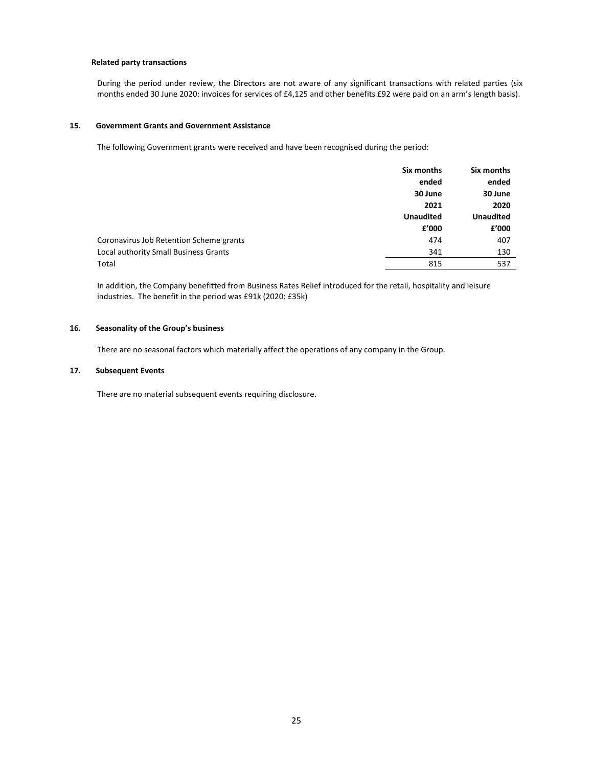**Related party transactions**

During the period under review, the Directors are not aware of any significant transactions with related parties (six months ended 30 June 2020: invoices for services of £4,125 and other benefits £92 were paid on an arm's length basis).

## 15. Government Grants and Government Assistance

The following Government grants were received and have been recognised during the period:

| | Six months ended 30 June 2021 Unaudited £'000 | Six months ended 30 June 2020 Unaudited £'000 |
|---|---|---|
| Coronavirus Job Retention Scheme grants | 474 | 407 |
| Local authority Small Business Grants | 341 | 130 |
| Total | 815 | 537 |

In addition, the Company benefitted from Business Rates Relief introduced for the retail, hospitality and leisure industries. The benefit in the period was £91k (2020: £35k)

## 16. Seasonality of the Group's business

There are no seasonal factors which materially affect the operations of any company in the Group.

## 17. Subsequent Events

There are no material subsequent events requiring disclosure.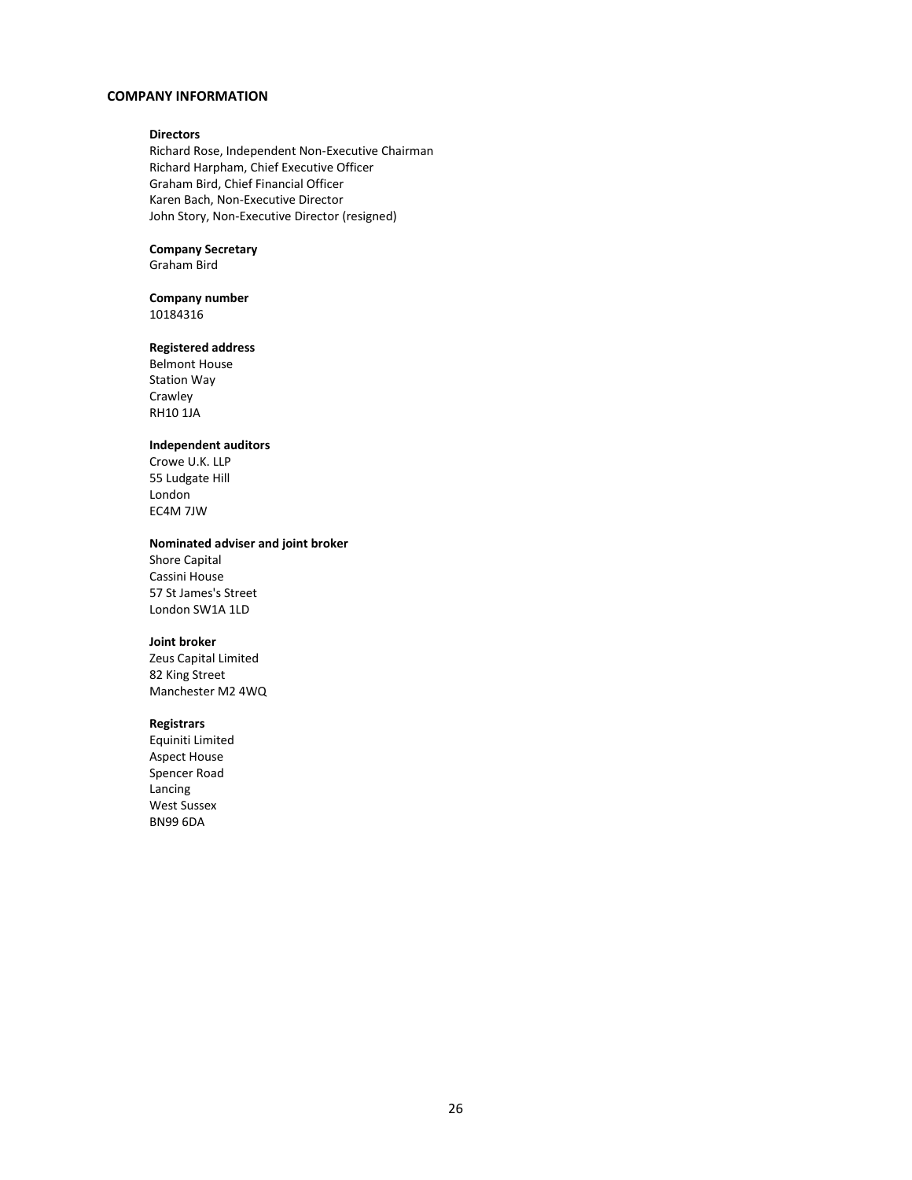## COMPANY INFORMATION

**Directors**

Richard Rose, Independent Non-Executive Chairman
Richard Harpham, Chief Executive Officer
Graham Bird, Chief Financial Officer
Karen Bach, Non-Executive Director
John Story, Non-Executive Director (resigned)

**Company Secretary**

Graham Bird

**Company number**

10184316

**Registered address**

Belmont House
Station Way
Crawley
RH10 1JA

**Independent auditors**

Crowe U.K. LLP
55 Ludgate Hill
London
EC4M 7JW

**Nominated adviser and joint broker**

Shore Capital
Cassini House
57 St James's Street
London SW1A 1LD

**Joint broker**

Zeus Capital Limited
82 King Street
Manchester M2 4WQ

**Registrars**

Equiniti Limited
Aspect House
Spencer Road
Lancing
West Sussex
BN99 6DA